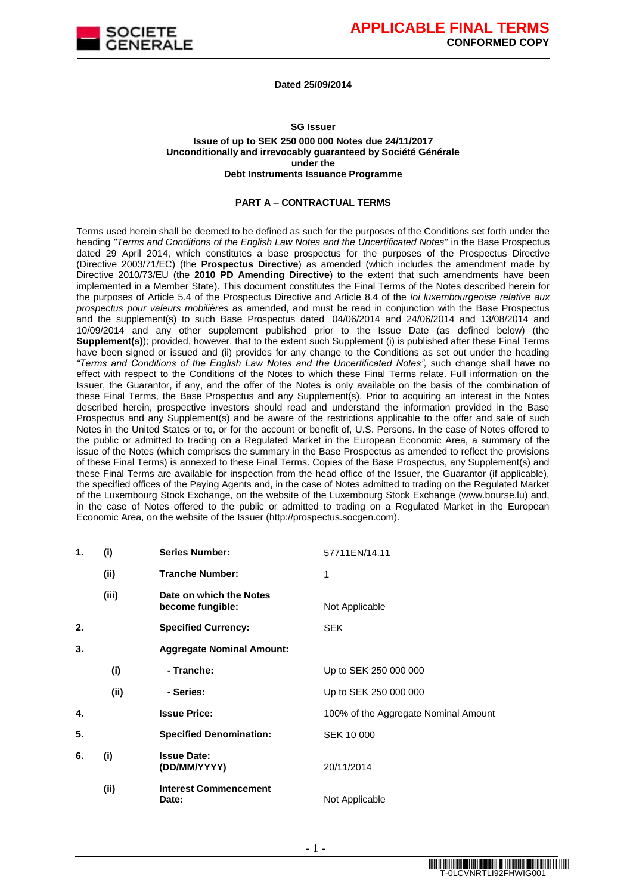# APPLICABLE FINAL TERMS
**CONFORMED COPY**

**Dated 25/09/2014**

**SG Issuer**

**Issue of up to SEK 250 000 000 Notes due 24/11/2017**
**Unconditionally and irrevocably guaranteed by Société Générale**
**under the**
**Debt Instruments Issuance Programme**

## PART A – CONTRACTUAL TERMS

Terms used herein shall be deemed to be defined as such for the purposes of the Conditions set forth under the heading *"Terms and Conditions of the English Law Notes and the Uncertificated Notes"* in the Base Prospectus dated 29 April 2014, which constitutes a base prospectus for the purposes of the Prospectus Directive (Directive 2003/71/EC) (the **Prospectus Directive**) as amended (which includes the amendment made by Directive 2010/73/EU (the **2010 PD Amending Directive**) to the extent that such amendments have been implemented in a Member State). This document constitutes the Final Terms of the Notes described herein for the purposes of Article 5.4 of the Prospectus Directive and Article 8.4 of the *loi luxembourgeoise relative aux prospectus pour valeurs mobilières* as amended, and must be read in conjunction with the Base Prospectus and the supplement(s) to such Base Prospectus dated 04/06/2014 and 24/06/2014 and 13/08/2014 and 10/09/2014 and any other supplement published prior to the Issue Date (as defined below) (the **Supplement(s)**); provided, however, that to the extent such Supplement (i) is published after these Final Terms have been signed or issued and (ii) provides for any change to the Conditions as set out under the heading *"Terms and Conditions of the English Law Notes and the Uncertificated Notes",* such change shall have no effect with respect to the Conditions of the Notes to which these Final Terms relate. Full information on the Issuer, the Guarantor, if any, and the offer of the Notes is only available on the basis of the combination of these Final Terms, the Base Prospectus and any Supplement(s). Prior to acquiring an interest in the Notes described herein, prospective investors should read and understand the information provided in the Base Prospectus and any Supplement(s) and be aware of the restrictions applicable to the offer and sale of such Notes in the United States or to, or for the account or benefit of, U.S. Persons. In the case of Notes offered to the public or admitted to trading on a Regulated Market in the European Economic Area, a summary of the issue of the Notes (which comprises the summary in the Base Prospectus as amended to reflect the provisions of these Final Terms) is annexed to these Final Terms. Copies of the Base Prospectus, any Supplement(s) and these Final Terms are available for inspection from the head office of the Issuer, the Guarantor (if applicable), the specified offices of the Paying Agents and, in the case of Notes admitted to trading on the Regulated Market of the Luxembourg Stock Exchange, on the website of the Luxembourg Stock Exchange (www.bourse.lu) and, in the case of Notes offered to the public or admitted to trading on a Regulated Market in the European Economic Area, on the website of the Issuer (http://prospectus.socgen.com).

| | | | |
|---|---|---|---|
| **1.** | **(i)** | **Series Number:** | 57711EN/14.11 |
| | **(ii)** | **Tranche Number:** | 1 |
| | **(iii)** | **Date on which the Notes become fungible:** | Not Applicable |
| **2.** | | **Specified Currency:** | SEK |
| **3.** | | **Aggregate Nominal Amount:** | |
| | **(i)** | **- Tranche:** | Up to SEK 250 000 000 |
| | **(ii)** | **- Series:** | Up to SEK 250 000 000 |
| **4.** | | **Issue Price:** | 100% of the Aggregate Nominal Amount |
| **5.** | | **Specified Denomination:** | SEK 10 000 |
| **6.** | **(i)** | **Issue Date: (DD/MM/YYYY)** | 20/11/2014 |
| | **(ii)** | **Interest Commencement Date:** | Not Applicable |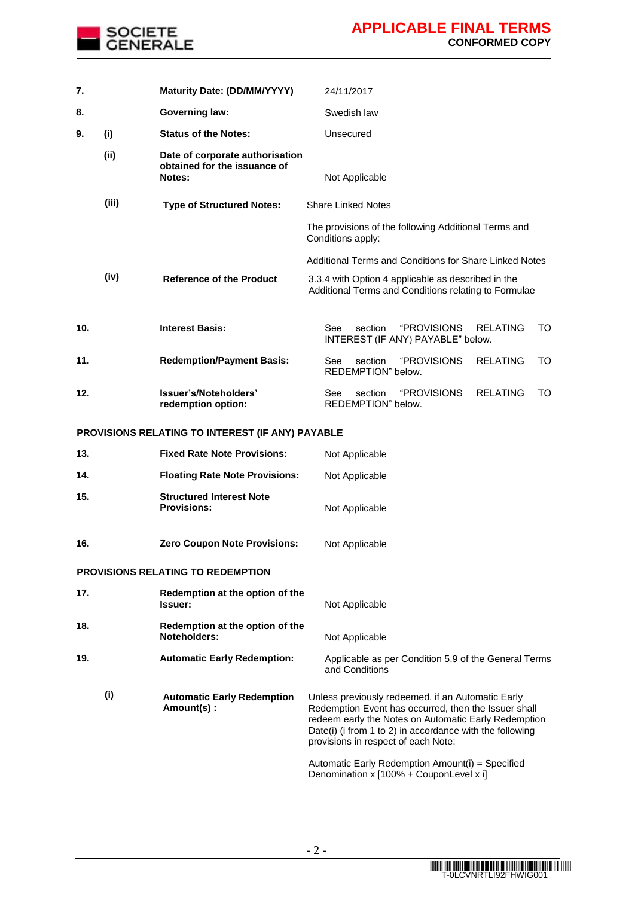| | | | |
|---|---|---|---|
| **7.** | | **Maturity Date: (DD/MM/YYYY)** | 24/11/2017 |
| **8.** | | **Governing law:** | Swedish law |
| **9.** | **(i)** | **Status of the Notes:** | Unsecured |
| | **(ii)** | **Date of corporate authorisation obtained for the issuance of Notes:** | Not Applicable |
| | **(iii)** | **Type of Structured Notes:** | Share Linked Notes<br><br>The provisions of the following Additional Terms and Conditions apply:<br><br>Additional Terms and Conditions for Share Linked Notes |
| | **(iv)** | **Reference of the Product** | 3.3.4 with Option 4 applicable as described in the Additional Terms and Conditions relating to Formulae |
| **10.** | | **Interest Basis:** | See section "PROVISIONS RELATING TO INTEREST (IF ANY) PAYABLE" below. |
| **11.** | | **Redemption/Payment Basis:** | See section "PROVISIONS RELATING TO REDEMPTION" below. |
| **12.** | | **Issuer's/Noteholders' redemption option:** | See section "PROVISIONS RELATING TO REDEMPTION" below. |

**PROVISIONS RELATING TO INTEREST (IF ANY) PAYABLE**

| | | | |
|---|---|---|---|
| **13.** | | **Fixed Rate Note Provisions:** | Not Applicable |
| **14.** | | **Floating Rate Note Provisions:** | Not Applicable |
| **15.** | | **Structured Interest Note Provisions:** | Not Applicable |
| **16.** | | **Zero Coupon Note Provisions:** | Not Applicable |

**PROVISIONS RELATING TO REDEMPTION**

| | | | |
|---|---|---|---|
| **17.** | | **Redemption at the option of the Issuer:** | Not Applicable |
| **18.** | | **Redemption at the option of the Noteholders:** | Not Applicable |
| **19.** | | **Automatic Early Redemption:** | Applicable as per Condition 5.9 of the General Terms and Conditions |
| | **(i)** | **Automatic Early Redemption Amount(s) :** | Unless previously redeemed, if an Automatic Early Redemption Event has occurred, then the Issuer shall redeem early the Notes on Automatic Early Redemption Date(i) (i from 1 to 2) in accordance with the following provisions in respect of each Note:<br><br>Automatic Early Redemption Amount(i) = Specified Denomination x [100% + CouponLevel x i] |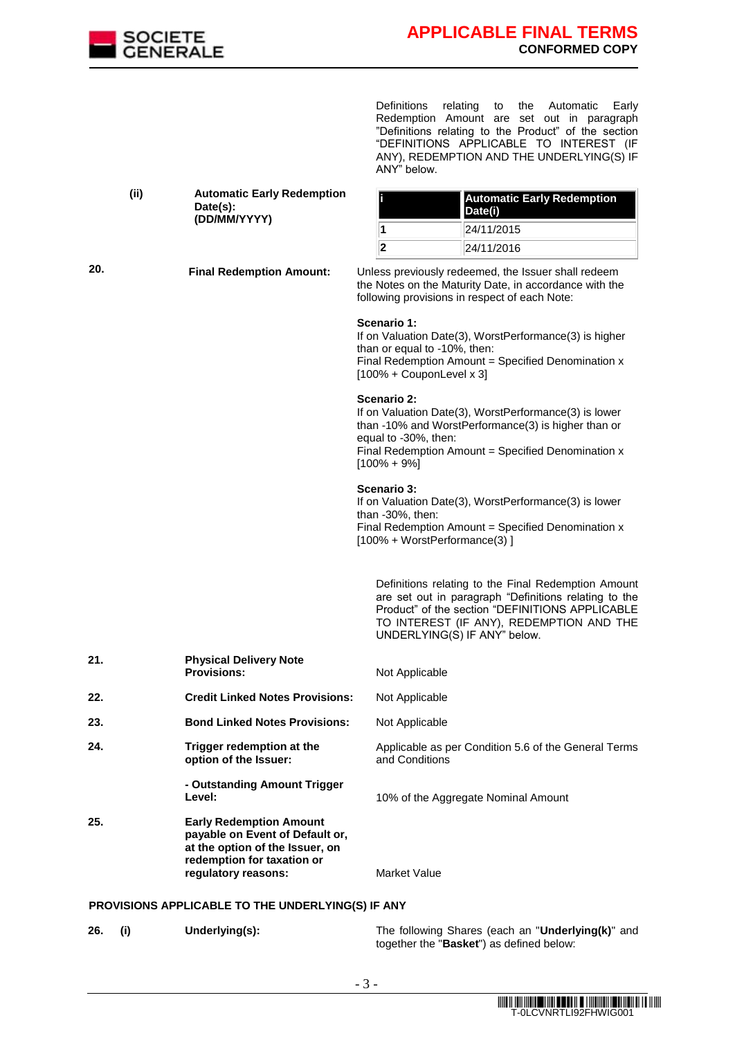Definitions relating to the Automatic Early Redemption Amount are set out in paragraph "Definitions relating to the Product" of the section "DEFINITIONS APPLICABLE TO INTEREST (IF ANY), REDEMPTION AND THE UNDERLYING(S) IF ANY" below.

(ii) **Automatic Early Redemption Date(s): (DD/MM/YYYY)**

| i | Automatic Early Redemption Date(i) |
|---|---|
| 1 | 24/11/2015 |
| 2 | 24/11/2016 |

**20. Final Redemption Amount:**

Unless previously redeemed, the Issuer shall redeem the Notes on the Maturity Date, in accordance with the following provisions in respect of each Note:

**Scenario 1:**
If on Valuation Date(3), WorstPerformance(3) is higher than or equal to -10%, then:
Final Redemption Amount = Specified Denomination x [100% + CouponLevel x 3]

**Scenario 2:**
If on Valuation Date(3), WorstPerformance(3) is lower than -10% and WorstPerformance(3) is higher than or equal to -30%, then:
Final Redemption Amount = Specified Denomination x [100% + 9%]

**Scenario 3:**
If on Valuation Date(3), WorstPerformance(3) is lower than -30%, then:
Final Redemption Amount = Specified Denomination x [100% + WorstPerformance(3) ]

Definitions relating to the Final Redemption Amount are set out in paragraph "Definitions relating to the Product" of the section "DEFINITIONS APPLICABLE TO INTEREST (IF ANY), REDEMPTION AND THE UNDERLYING(S) IF ANY" below.

**21. Physical Delivery Note Provisions:** Not Applicable

**22. Credit Linked Notes Provisions:** Not Applicable

**23. Bond Linked Notes Provisions:** Not Applicable

**24. Trigger redemption at the option of the Issuer:** Applicable as per Condition 5.6 of the General Terms and Conditions

**- Outstanding Amount Trigger Level:** 10% of the Aggregate Nominal Amount

**25. Early Redemption Amount payable on Event of Default or, at the option of the Issuer, on redemption for taxation or regulatory reasons:** Market Value

## PROVISIONS APPLICABLE TO THE UNDERLYING(S) IF ANY

**26. (i) Underlying(s):** The following Shares (each an "**Underlying(k)**" and together the "**Basket**") as defined below: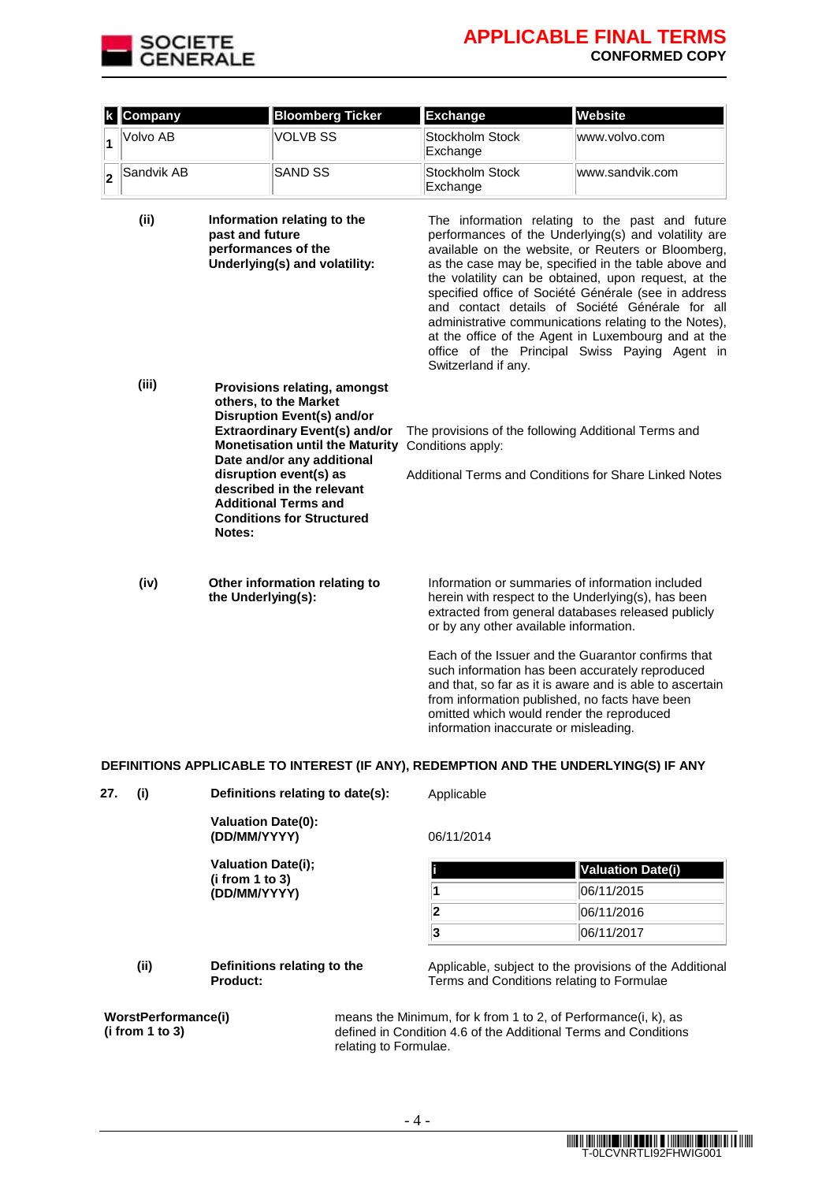| k | Company | Bloomberg Ticker | Exchange | Website |
|---|---|---|---|---|
| 1 | Volvo AB | VOLVB SS | Stockholm Stock Exchange | www.volvo.com |
| 2 | Sandvik AB | SAND SS | Stockholm Stock Exchange | www.sandvik.com |

**(ii)** **Information relating to the past and future performances of the Underlying(s) and volatility:**

The information relating to the past and future performances of the Underlying(s) and volatility are available on the website, or Reuters or Bloomberg, as the case may be, specified in the table above and the volatility can be obtained, upon request, at the specified office of Société Générale (see in address and contact details of Société Générale for all administrative communications relating to the Notes), at the office of the Agent in Luxembourg and at the office of the Principal Swiss Paying Agent in Switzerland if any.

**(iii)** **Provisions relating, amongst others, to the Market Disruption Event(s) and/or Extraordinary Event(s) and/or Monetisation until the Maturity Date and/or any additional disruption event(s) as described in the relevant Additional Terms and Conditions for Structured Notes:**

The provisions of the following Additional Terms and Conditions apply:

Additional Terms and Conditions for Share Linked Notes

**(iv)** **Other information relating to the Underlying(s):**

Information or summaries of information included herein with respect to the Underlying(s), has been extracted from general databases released publicly or by any other available information.

Each of the Issuer and the Guarantor confirms that such information has been accurately reproduced and that, so far as it is aware and is able to ascertain from information published, no facts have been omitted which would render the reproduced information inaccurate or misleading.

**DEFINITIONS APPLICABLE TO INTEREST (IF ANY), REDEMPTION AND THE UNDERLYING(S) IF ANY**

**27.** **(i)** **Definitions relating to date(s):** Applicable

**Valuation Date(0): (DD/MM/YYYY)**

06/11/2014

**Valuation Date(i); (i from 1 to 3) (DD/MM/YYYY)**

| i | Valuation Date(i) |
|---|---|
| 1 | 06/11/2015 |
| 2 | 06/11/2016 |
| 3 | 06/11/2017 |

**(ii)** **Definitions relating to the Product:**

Applicable, subject to the provisions of the Additional Terms and Conditions relating to Formulae

**WorstPerformance(i) (i from 1 to 3)**

means the Minimum, for k from 1 to 2, of Performance(i, k), as defined in Condition 4.6 of the Additional Terms and Conditions relating to Formulae.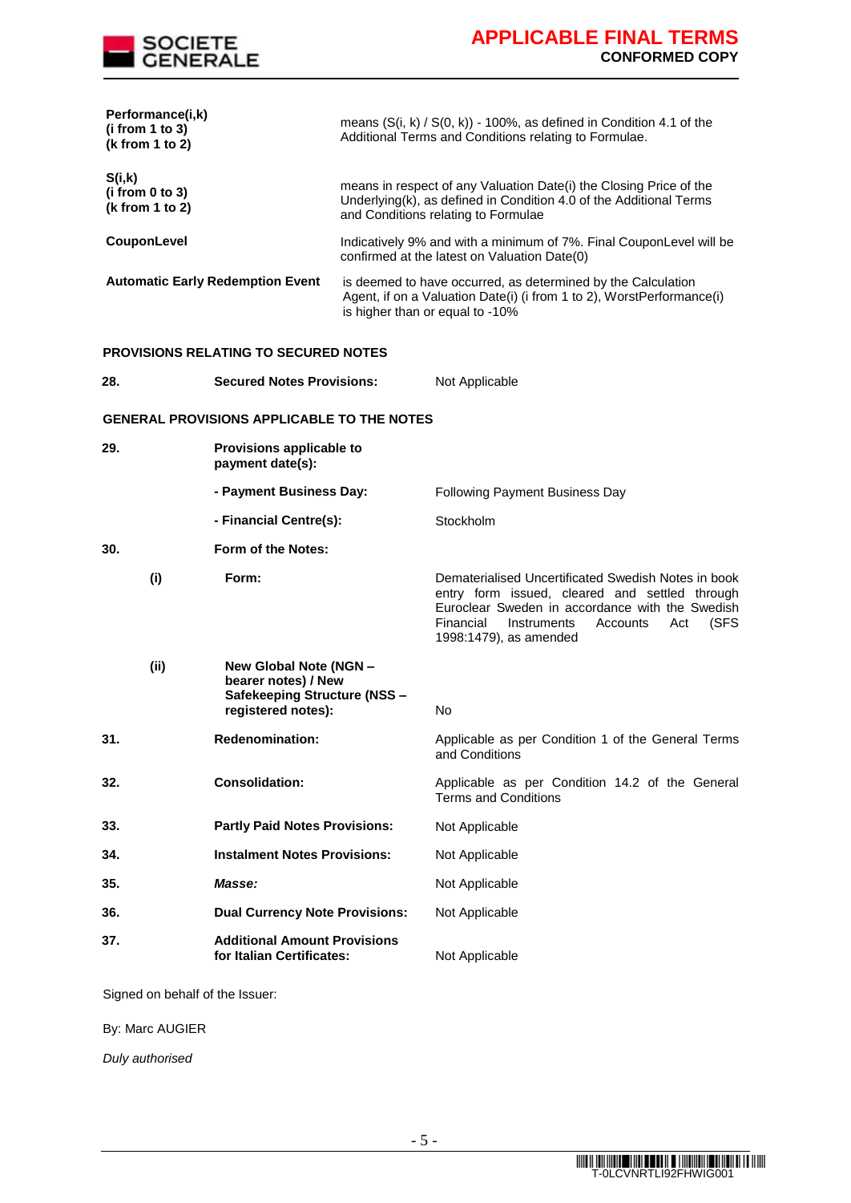| | |
|---|---|
| **Performance(i,k)** **(i from 1 to 3)** **(k from 1 to 2)** | means (S(i, k) / S(0, k)) - 100%, as defined in Condition 4.1 of the Additional Terms and Conditions relating to Formulae. |
| **S(i,k)** **(i from 0 to 3)** **(k from 1 to 2)** | means in respect of any Valuation Date(i) the Closing Price of the Underlying(k), as defined in Condition 4.0 of the Additional Terms and Conditions relating to Formulae |
| **CouponLevel** | Indicatively 9% and with a minimum of 7%. Final CouponLevel will be confirmed at the latest on Valuation Date(0) |
| **Automatic Early Redemption Event** | is deemed to have occurred, as determined by the Calculation Agent, if on a Valuation Date(i) (i from 1 to 2), WorstPerformance(i) is higher than or equal to -10% |

**PROVISIONS RELATING TO SECURED NOTES**

| | | |
|---|---|---|
| **28.** | **Secured Notes Provisions:** | Not Applicable |

**GENERAL PROVISIONS APPLICABLE TO THE NOTES**

| | | |
|---|---|---|
| **29.** | **Provisions applicable to payment date(s):** | |
| | **- Payment Business Day:** | Following Payment Business Day |
| | **- Financial Centre(s):** | Stockholm |
| **30.** | **Form of the Notes:** | |
| **(i)** | **Form:** | Dematerialised Uncertificated Swedish Notes in book entry form issued, cleared and settled through Euroclear Sweden in accordance with the Swedish Financial Instruments Accounts Act (SFS 1998:1479), as amended |
| **(ii)** | **New Global Note (NGN – bearer notes) / New Safekeeping Structure (NSS – registered notes):** | No |
| **31.** | **Redenomination:** | Applicable as per Condition 1 of the General Terms and Conditions |
| **32.** | **Consolidation:** | Applicable as per Condition 14.2 of the General Terms and Conditions |
| **33.** | **Partly Paid Notes Provisions:** | Not Applicable |
| **34.** | **Instalment Notes Provisions:** | Not Applicable |
| **35.** | ***Masse:*** | Not Applicable |
| **36.** | **Dual Currency Note Provisions:** | Not Applicable |
| **37.** | **Additional Amount Provisions for Italian Certificates:** | Not Applicable |

Signed on behalf of the Issuer:

By: Marc AUGIER

*Duly authorised*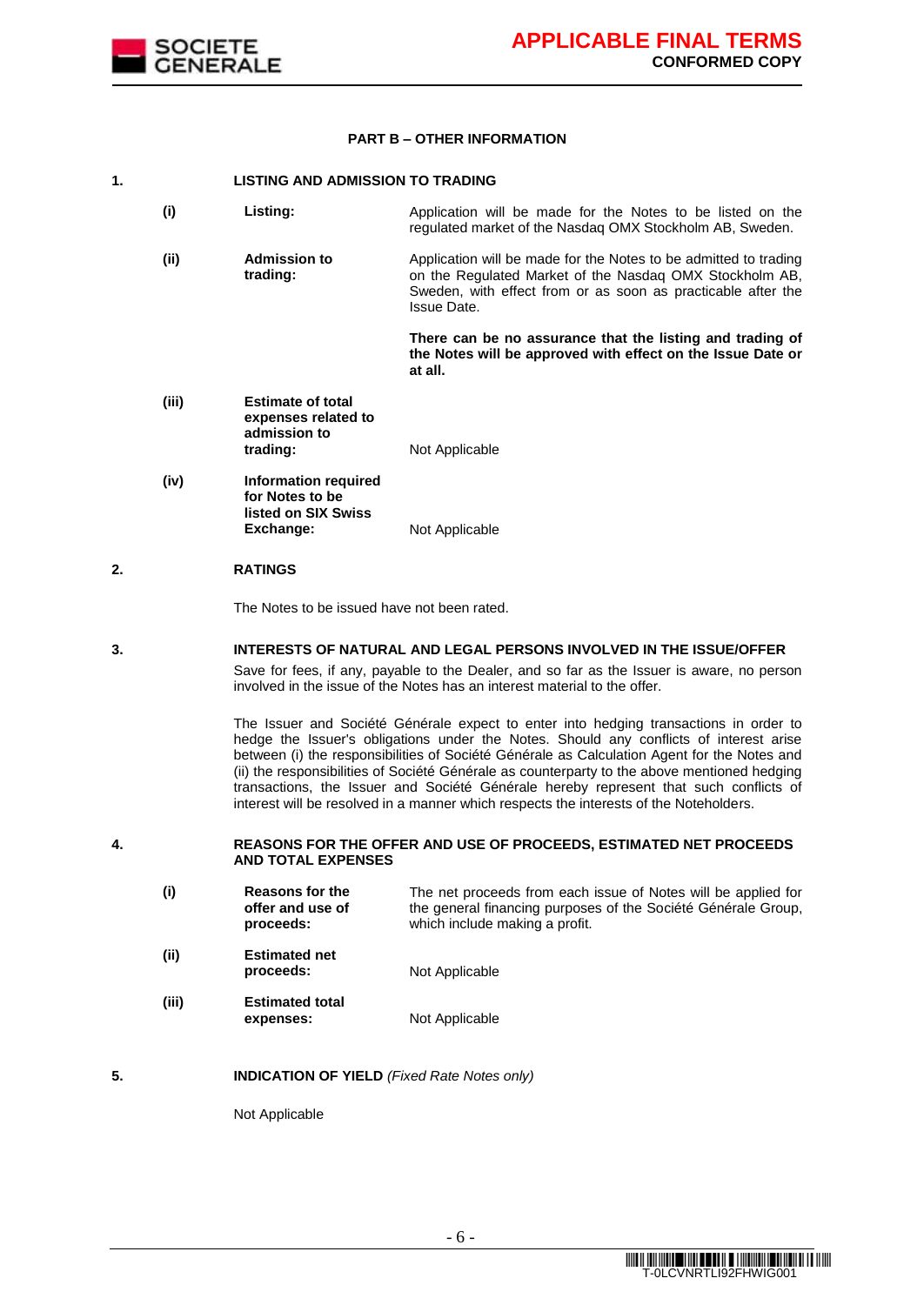## PART B – OTHER INFORMATION

### 1. LISTING AND ADMISSION TO TRADING

| | | |
|---|---|---|
| (i) | **Listing:** | Application will be made for the Notes to be listed on the regulated market of the Nasdaq OMX Stockholm AB, Sweden. |
| (ii) | **Admission to trading:** | Application will be made for the Notes to be admitted to trading on the Regulated Market of the Nasdaq OMX Stockholm AB, Sweden, with effect from or as soon as practicable after the Issue Date.<br><br>**There can be no assurance that the listing and trading of the Notes will be approved with effect on the Issue Date or at all.** |
| (iii) | **Estimate of total expenses related to admission to trading:** | Not Applicable |
| (iv) | **Information required for Notes to be listed on SIX Swiss Exchange:** | Not Applicable |

### 2. RATINGS

The Notes to be issued have not been rated.

### 3. INTERESTS OF NATURAL AND LEGAL PERSONS INVOLVED IN THE ISSUE/OFFER

Save for fees, if any, payable to the Dealer, and so far as the Issuer is aware, no person involved in the issue of the Notes has an interest material to the offer.

The Issuer and Société Générale expect to enter into hedging transactions in order to hedge the Issuer's obligations under the Notes. Should any conflicts of interest arise between (i) the responsibilities of Société Générale as Calculation Agent for the Notes and (ii) the responsibilities of Société Générale as counterparty to the above mentioned hedging transactions, the Issuer and Société Générale hereby represent that such conflicts of interest will be resolved in a manner which respects the interests of the Noteholders.

### 4. REASONS FOR THE OFFER AND USE OF PROCEEDS, ESTIMATED NET PROCEEDS AND TOTAL EXPENSES

| | | |
|---|---|---|
| (i) | **Reasons for the offer and use of proceeds:** | The net proceeds from each issue of Notes will be applied for the general financing purposes of the Société Générale Group, which include making a profit. |
| (ii) | **Estimated net proceeds:** | Not Applicable |
| (iii) | **Estimated total expenses:** | Not Applicable |

### 5. INDICATION OF YIELD *(Fixed Rate Notes only)*

Not Applicable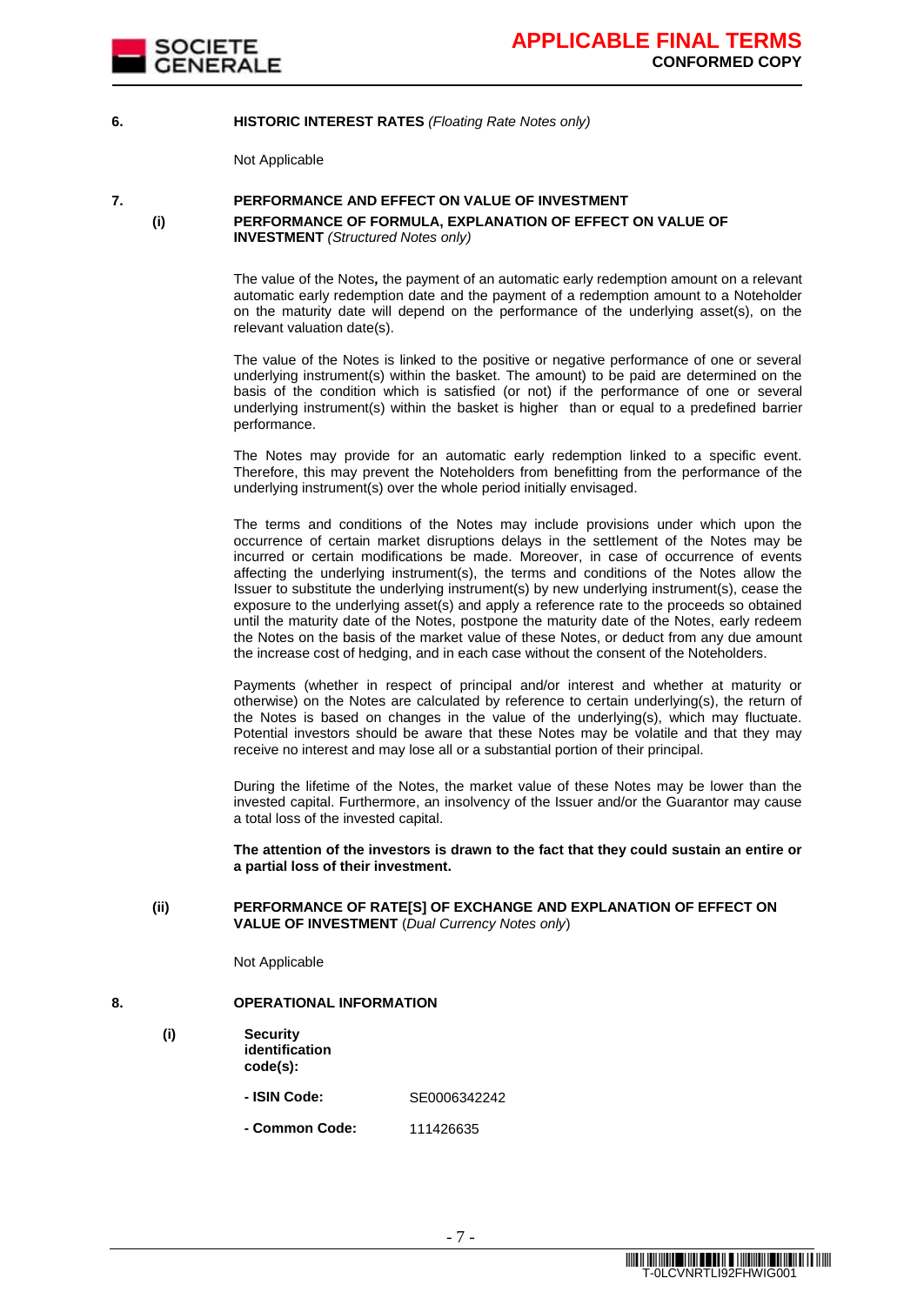**6. HISTORIC INTEREST RATES** *(Floating Rate Notes only)*

Not Applicable

**7. PERFORMANCE AND EFFECT ON VALUE OF INVESTMENT**

**(i) PERFORMANCE OF FORMULA, EXPLANATION OF EFFECT ON VALUE OF INVESTMENT** *(Structured Notes only)*

The value of the Notes**,** the payment of an automatic early redemption amount on a relevant automatic early redemption date and the payment of a redemption amount to a Noteholder on the maturity date will depend on the performance of the underlying asset(s), on the relevant valuation date(s).

The value of the Notes is linked to the positive or negative performance of one or several underlying instrument(s) within the basket. The amount) to be paid are determined on the basis of the condition which is satisfied (or not) if the performance of one or several underlying instrument(s) within the basket is higher than or equal to a predefined barrier performance.

The Notes may provide for an automatic early redemption linked to a specific event. Therefore, this may prevent the Noteholders from benefitting from the performance of the underlying instrument(s) over the whole period initially envisaged.

The terms and conditions of the Notes may include provisions under which upon the occurrence of certain market disruptions delays in the settlement of the Notes may be incurred or certain modifications be made. Moreover, in case of occurrence of events affecting the underlying instrument(s), the terms and conditions of the Notes allow the Issuer to substitute the underlying instrument(s) by new underlying instrument(s), cease the exposure to the underlying asset(s) and apply a reference rate to the proceeds so obtained until the maturity date of the Notes, postpone the maturity date of the Notes, early redeem the Notes on the basis of the market value of these Notes, or deduct from any due amount the increase cost of hedging, and in each case without the consent of the Noteholders.

Payments (whether in respect of principal and/or interest and whether at maturity or otherwise) on the Notes are calculated by reference to certain underlying(s), the return of the Notes is based on changes in the value of the underlying(s), which may fluctuate. Potential investors should be aware that these Notes may be volatile and that they may receive no interest and may lose all or a substantial portion of their principal.

During the lifetime of the Notes, the market value of these Notes may be lower than the invested capital. Furthermore, an insolvency of the Issuer and/or the Guarantor may cause a total loss of the invested capital.

**The attention of the investors is drawn to the fact that they could sustain an entire or a partial loss of their investment.**

**(ii) PERFORMANCE OF RATE[S] OF EXCHANGE AND EXPLANATION OF EFFECT ON VALUE OF INVESTMENT** (*Dual Currency Notes only*)

Not Applicable

**8. OPERATIONAL INFORMATION**

**(i) Security identification code(s):**

| | |
|---|---|
| **- ISIN Code:** | SE0006342242 |
| **- Common Code:** | 111426635 |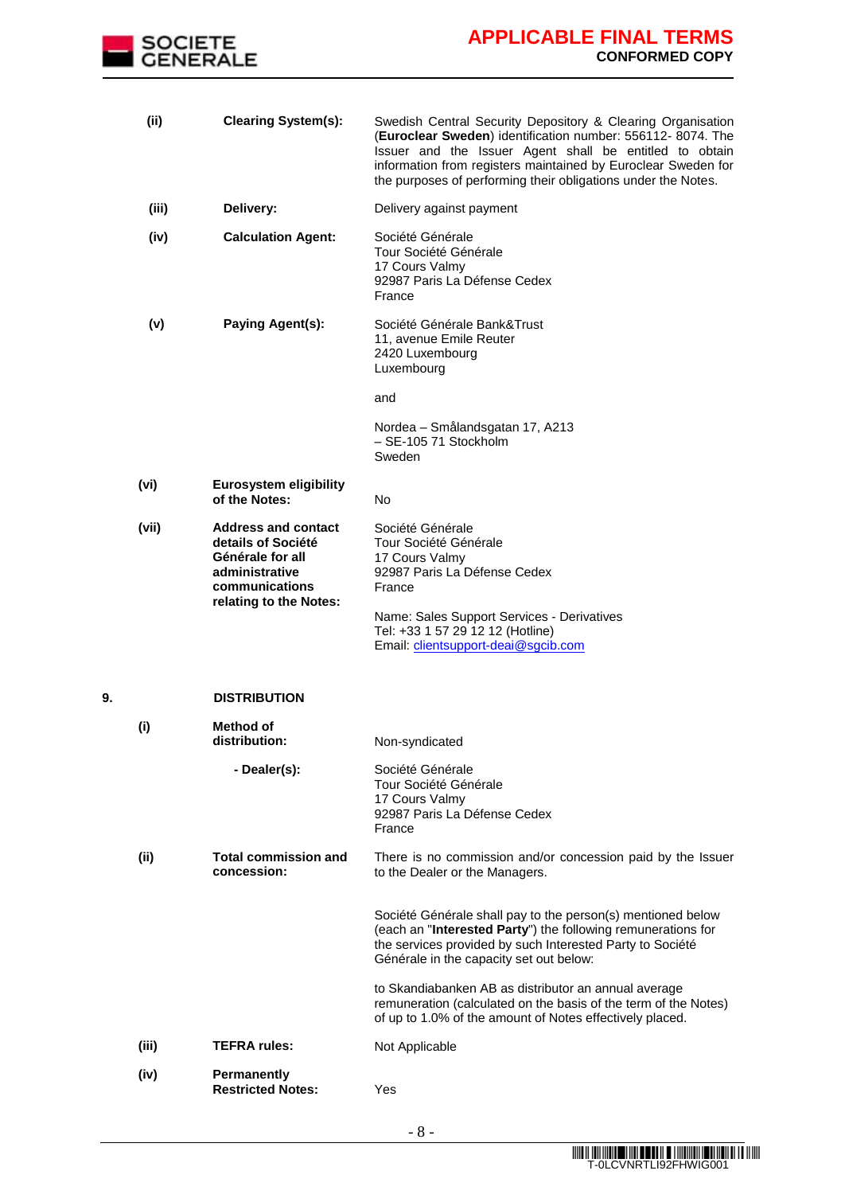| | | |
|---|---|---|
| **(ii)** | **Clearing System(s):** | Swedish Central Security Depository & Clearing Organisation (**Euroclear Sweden**) identification number: 556112- 8074. The Issuer and the Issuer Agent shall be entitled to obtain information from registers maintained by Euroclear Sweden for the purposes of performing their obligations under the Notes. |
| **(iii)** | **Delivery:** | Delivery against payment |
| **(iv)** | **Calculation Agent:** | Société Générale<br>Tour Société Générale<br>17 Cours Valmy<br>92987 Paris La Défense Cedex<br>France |
| **(v)** | **Paying Agent(s):** | Société Générale Bank&Trust<br>11, avenue Emile Reuter<br>2420 Luxembourg<br>Luxembourg<br><br>and<br><br>Nordea – Smålandsgatan 17, A213<br>– SE-105 71 Stockholm<br>Sweden |
| **(vi)** | **Eurosystem eligibility of the Notes:** | No |
| **(vii)** | **Address and contact details of Société Générale for all administrative communications relating to the Notes:** | Société Générale<br>Tour Société Générale<br>17 Cours Valmy<br>92987 Paris La Défense Cedex<br>France<br><br>Name: Sales Support Services - Derivatives<br>Tel: +33 1 57 29 12 12 (Hotline)<br>Email: clientsupport-deai@sgcib.com |

**9. DISTRIBUTION**

| | | |
|---|---|---|
| **(i)** | **Method of distribution:** | Non-syndicated |
| | **- Dealer(s):** | Société Générale<br>Tour Société Générale<br>17 Cours Valmy<br>92987 Paris La Défense Cedex<br>France |
| **(ii)** | **Total commission and concession:** | There is no commission and/or concession paid by the Issuer to the Dealer or the Managers.<br><br>Société Générale shall pay to the person(s) mentioned below (each an "**Interested Party**") the following remunerations for the services provided by such Interested Party to Société Générale in the capacity set out below:<br><br>to Skandiabanken AB as distributor an annual average remuneration (calculated on the basis of the term of the Notes) of up to 1.0% of the amount of Notes effectively placed. |
| **(iii)** | **TEFRA rules:** | Not Applicable |
| **(iv)** | **Permanently Restricted Notes:** | Yes |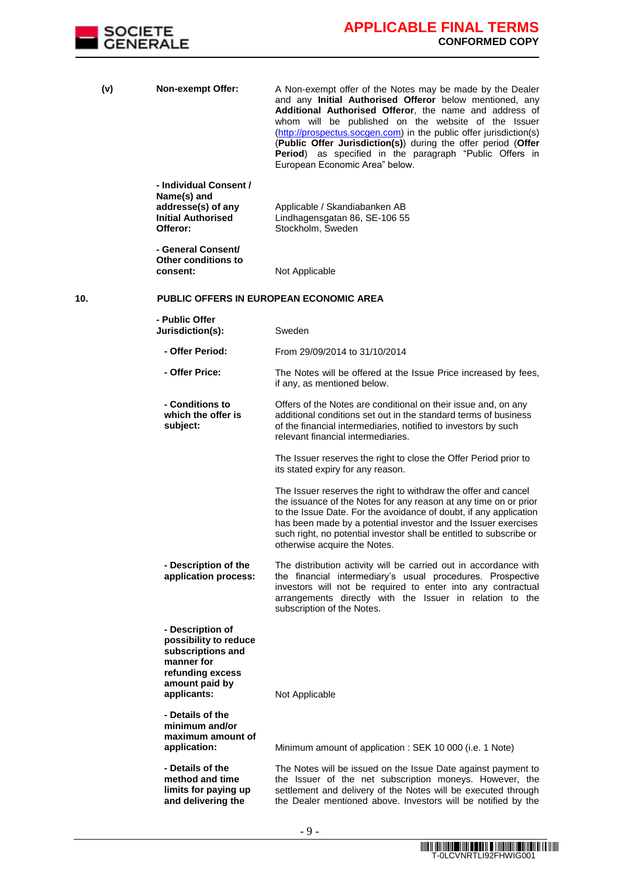| | | |
|---|---|---|
| (v) | **Non-exempt Offer:** | A Non-exempt offer of the Notes may be made by the Dealer and any **Initial Authorised Offeror** below mentioned, any **Additional Authorised Offeror**, the name and address of whom will be published on the website of the Issuer (http://prospectus.socgen.com) in the public offer jurisdiction(s) (**Public Offer Jurisdiction(s)**) during the offer period (**Offer Period**) as specified in the paragraph "Public Offers in European Economic Area" below. |
| | **- Individual Consent / Name(s) and addresse(s) of any Initial Authorised Offeror:** | Applicable / Skandiabanken AB Lindhagensgatan 86, SE-106 55 Stockholm, Sweden |
| | **- General Consent/ Other conditions to consent:** | Not Applicable |

**10. PUBLIC OFFERS IN EUROPEAN ECONOMIC AREA**

| | |
|---|---|
| **- Public Offer Jurisdiction(s):** | Sweden |
| **- Offer Period:** | From 29/09/2014 to 31/10/2014 |
| **- Offer Price:** | The Notes will be offered at the Issue Price increased by fees, if any, as mentioned below. |
| **- Conditions to which the offer is subject:** | Offers of the Notes are conditional on their issue and, on any additional conditions set out in the standard terms of business of the financial intermediaries, notified to investors by such relevant financial intermediaries.<br><br>The Issuer reserves the right to close the Offer Period prior to its stated expiry for any reason.<br><br>The Issuer reserves the right to withdraw the offer and cancel the issuance of the Notes for any reason at any time on or prior to the Issue Date. For the avoidance of doubt, if any application has been made by a potential investor and the Issuer exercises such right, no potential investor shall be entitled to subscribe or otherwise acquire the Notes. |
| **- Description of the application process:** | The distribution activity will be carried out in accordance with the financial intermediary's usual procedures. Prospective investors will not be required to enter into any contractual arrangements directly with the Issuer in relation to the subscription of the Notes. |
| **- Description of possibility to reduce subscriptions and manner for refunding excess amount paid by applicants:** | Not Applicable |
| **- Details of the minimum and/or maximum amount of application:** | Minimum amount of application : SEK 10 000 (i.e. 1 Note) |
| **- Details of the method and time limits for paying up and delivering the** | The Notes will be issued on the Issue Date against payment to the Issuer of the net subscription moneys. However, the settlement and delivery of the Notes will be executed through the Dealer mentioned above. Investors will be notified by the |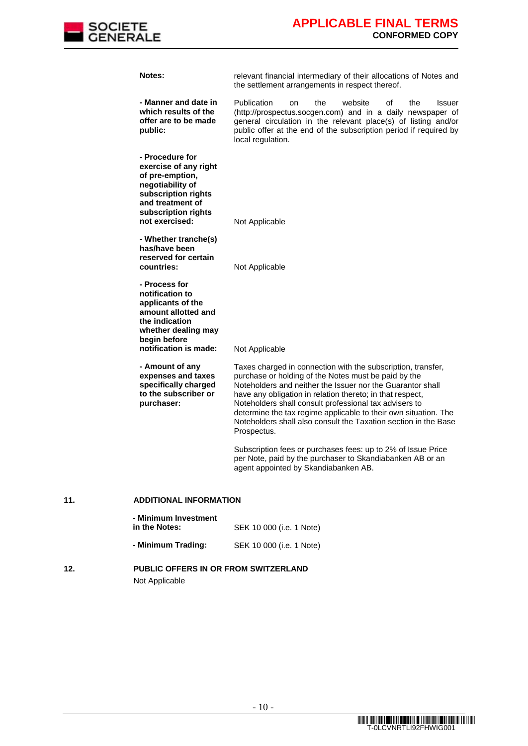| | |
|---|---|
| **Notes:** | relevant financial intermediary of their allocations of Notes and the settlement arrangements in respect thereof. |
| **- Manner and date in which results of the offer are to be made public:** | Publication on the website of the Issuer (http://prospectus.socgen.com) and in a daily newspaper of general circulation in the relevant place(s) of listing and/or public offer at the end of the subscription period if required by local regulation. |
| **- Procedure for exercise of any right of pre-emption, negotiability of subscription rights and treatment of subscription rights not exercised:** | Not Applicable |
| **- Whether tranche(s) has/have been reserved for certain countries:** | Not Applicable |
| **- Process for notification to applicants of the amount allotted and the indication whether dealing may begin before notification is made:** | Not Applicable |
| **- Amount of any expenses and taxes specifically charged to the subscriber or purchaser:** | Taxes charged in connection with the subscription, transfer, purchase or holding of the Notes must be paid by the Noteholders and neither the Issuer nor the Guarantor shall have any obligation in relation thereto; in that respect, Noteholders shall consult professional tax advisers to determine the tax regime applicable to their own situation. The Noteholders shall also consult the Taxation section in the Base Prospectus.<br><br>Subscription fees or purchases fees: up to 2% of Issue Price per Note, paid by the purchaser to Skandiabanken AB or an agent appointed by Skandiabanken AB. |

## 11. ADDITIONAL INFORMATION

| | |
|---|---|
| **- Minimum Investment in the Notes:** | SEK 10 000 (i.e. 1 Note) |
| **- Minimum Trading:** | SEK 10 000 (i.e. 1 Note) |

## 12. PUBLIC OFFERS IN OR FROM SWITZERLAND

Not Applicable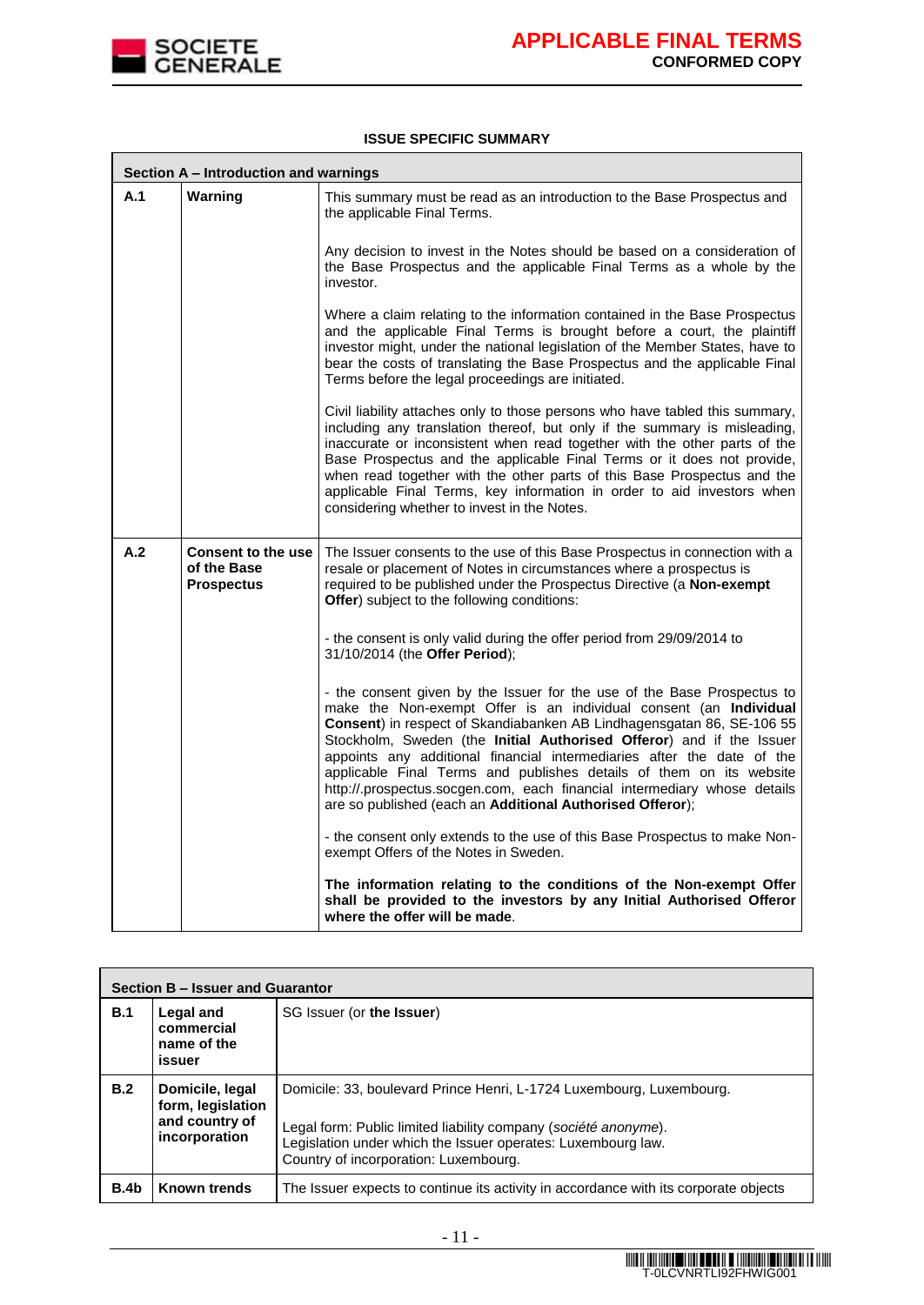## ISSUE SPECIFIC SUMMARY

| Section A – Introduction and warnings | | |
|---|---|---|
| **A.1** | **Warning** | This summary must be read as an introduction to the Base Prospectus and the applicable Final Terms.<br><br>Any decision to invest in the Notes should be based on a consideration of the Base Prospectus and the applicable Final Terms as a whole by the investor.<br><br>Where a claim relating to the information contained in the Base Prospectus and the applicable Final Terms is brought before a court, the plaintiff investor might, under the national legislation of the Member States, have to bear the costs of translating the Base Prospectus and the applicable Final Terms before the legal proceedings are initiated.<br><br>Civil liability attaches only to those persons who have tabled this summary, including any translation thereof, but only if the summary is misleading, inaccurate or inconsistent when read together with the other parts of the Base Prospectus and the applicable Final Terms or it does not provide, when read together with the other parts of this Base Prospectus and the applicable Final Terms, key information in order to aid investors when considering whether to invest in the Notes. |
| **A.2** | **Consent to the use of the Base Prospectus** | The Issuer consents to the use of this Base Prospectus in connection with a resale or placement of Notes in circumstances where a prospectus is required to be published under the Prospectus Directive (a **Non-exempt Offer**) subject to the following conditions:<br><br>- the consent is only valid during the offer period from 29/09/2014 to 31/10/2014 (the **Offer Period**);<br><br>- the consent given by the Issuer for the use of the Base Prospectus to make the Non-exempt Offer is an individual consent (an **Individual Consent**) in respect of Skandiabanken AB Lindhagensgatan 86, SE-106 55 Stockholm, Sweden (the **Initial Authorised Offeror**) and if the Issuer appoints any additional financial intermediaries after the date of the applicable Final Terms and publishes details of them on its website http://.prospectus.socgen.com, each financial intermediary whose details are so published (each an **Additional Authorised Offeror**);<br><br>- the consent only extends to the use of this Base Prospectus to make Non-exempt Offers of the Notes in Sweden.<br><br>**The information relating to the conditions of the Non-exempt Offer shall be provided to the investors by any Initial Authorised Offeror where the offer will be made**. |

| Section B – Issuer and Guarantor | | |
|---|---|---|
| **B.1** | **Legal and commercial name of the issuer** | SG Issuer (or **the Issuer**) |
| **B.2** | **Domicile, legal form, legislation and country of incorporation** | Domicile: 33, boulevard Prince Henri, L-1724 Luxembourg, Luxembourg.<br><br>Legal form: Public limited liability company (*société anonyme*).<br>Legislation under which the Issuer operates: Luxembourg law.<br>Country of incorporation: Luxembourg. |
| **B.4b** | **Known trends** | The Issuer expects to continue its activity in accordance with its corporate objects |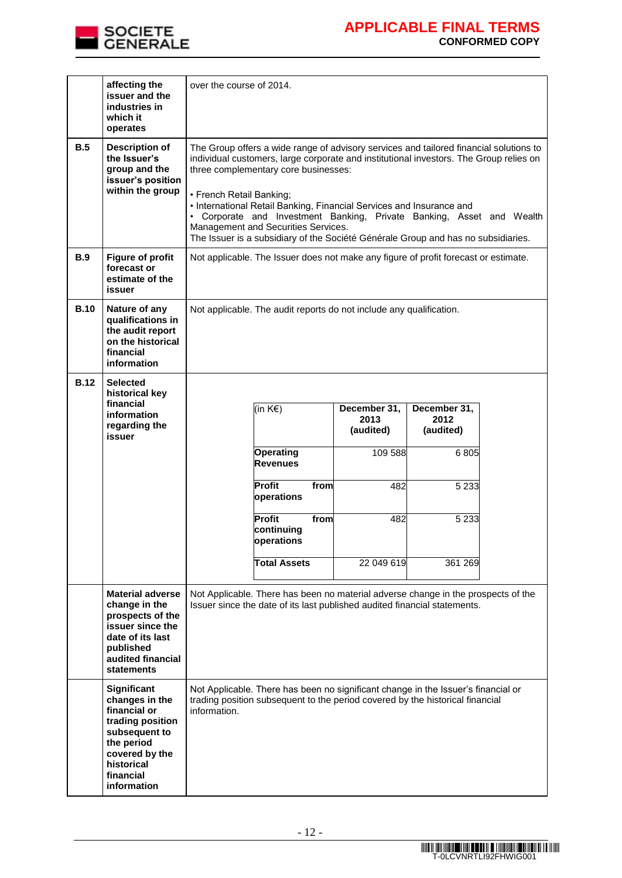| | | |
|---|---|---|
| | **affecting the issuer and the industries in which it operates** | over the course of 2014. |
| **B.5** | **Description of the Issuer's group and the issuer's position within the group** | The Group offers a wide range of advisory services and tailored financial solutions to individual customers, large corporate and institutional investors. The Group relies on three complementary core businesses:<br><br>• French Retail Banking;<br>• International Retail Banking, Financial Services and Insurance and<br>• Corporate and Investment Banking, Private Banking, Asset and Wealth Management and Securities Services.<br>The Issuer is a subsidiary of the Société Générale Group and has no subsidiaries. |
| **B.9** | **Figure of profit forecast or estimate of the issuer** | Not applicable. The Issuer does not make any figure of profit forecast or estimate. |
| **B.10** | **Nature of any qualifications in the audit report on the historical financial information** | Not applicable. The audit reports do not include any qualification. |
| **B.12** | **Selected historical key financial information regarding the issuer** | (in K€) / December 31, 2013 (audited) / December 31, 2012 (audited)<br>**Operating Revenues**: 109 588 / 6 805<br>**Profit from operations**: 482 / 5 233<br>**Profit from continuing operations**: 482 / 5 233<br>**Total Assets**: 22 049 619 / 361 269 |
| | **Material adverse change in the prospects of the issuer since the date of its last published audited financial statements** | Not Applicable. There has been no material adverse change in the prospects of the Issuer since the date of its last published audited financial statements. |
| | **Significant changes in the financial or trading position subsequent to the period covered by the historical financial information** | Not Applicable. There has been no significant change in the Issuer's financial or trading position subsequent to the period covered by the historical financial information. |

| (in K€) | December 31, 2013 (audited) | December 31, 2012 (audited) |
|---|---|---|
| **Operating Revenues** | 109 588 | 6 805 |
| **Profit from operations** | 482 | 5 233 |
| **Profit from continuing operations** | 482 | 5 233 |
| **Total Assets** | 22 049 619 | 361 269 |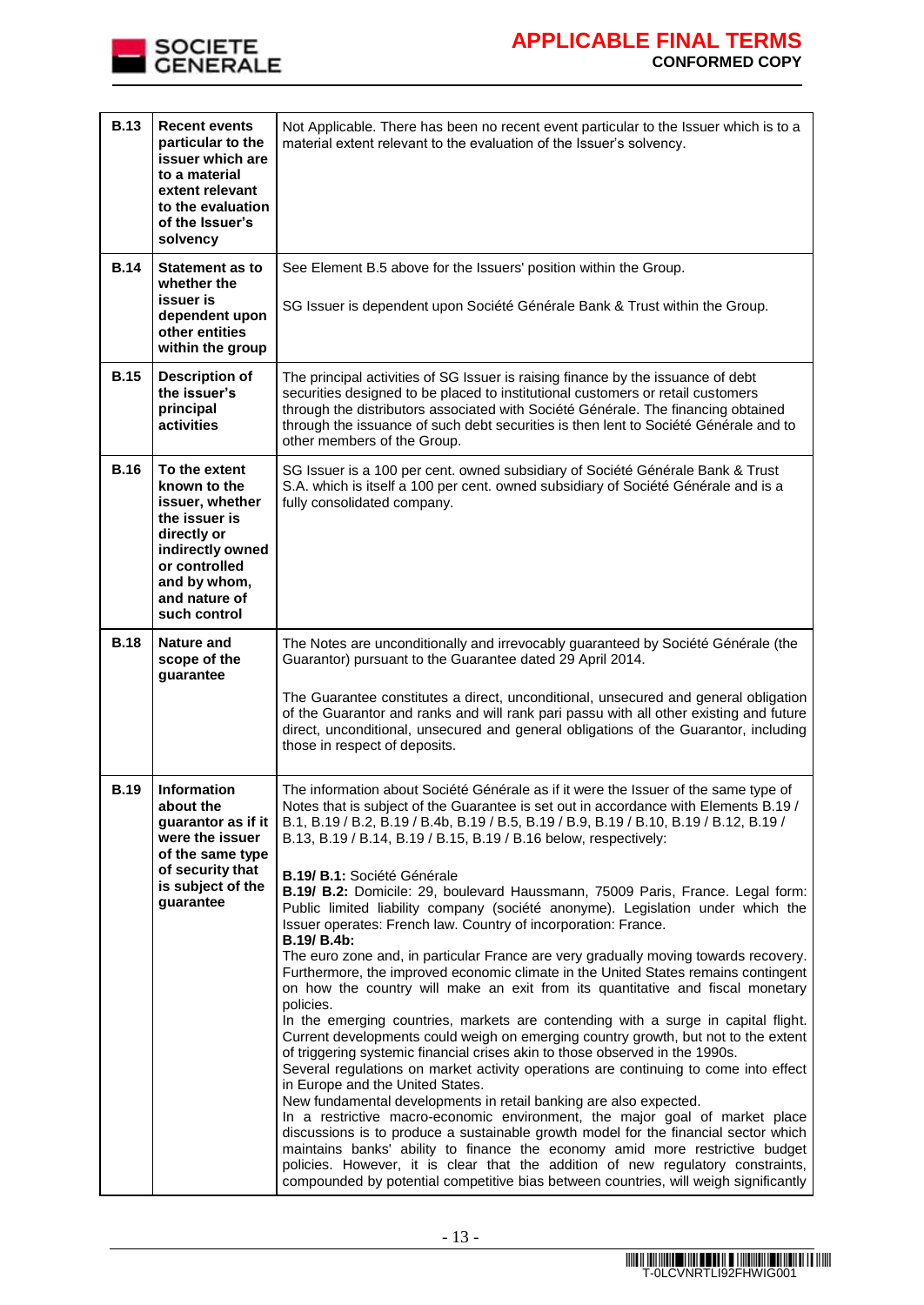| | | |
|---|---|---|
| **B.13** | **Recent events particular to the issuer which are to a material extent relevant to the evaluation of the Issuer's solvency** | Not Applicable. There has been no recent event particular to the Issuer which is to a material extent relevant to the evaluation of the Issuer's solvency. |
| **B.14** | **Statement as to whether the issuer is dependent upon other entities within the group** | See Element B.5 above for the Issuers' position within the Group.<br><br>SG Issuer is dependent upon Société Générale Bank & Trust within the Group. |
| **B.15** | **Description of the issuer's principal activities** | The principal activities of SG Issuer is raising finance by the issuance of debt securities designed to be placed to institutional customers or retail customers through the distributors associated with Société Générale. The financing obtained through the issuance of such debt securities is then lent to Société Générale and to other members of the Group. |
| **B.16** | **To the extent known to the issuer, whether the issuer is directly or indirectly owned or controlled and by whom, and nature of such control** | SG Issuer is a 100 per cent. owned subsidiary of Société Générale Bank & Trust S.A. which is itself a 100 per cent. owned subsidiary of Société Générale and is a fully consolidated company. |
| **B.18** | **Nature and scope of the guarantee** | The Notes are unconditionally and irrevocably guaranteed by Société Générale (the Guarantor) pursuant to the Guarantee dated 29 April 2014.<br><br>The Guarantee constitutes a direct, unconditional, unsecured and general obligation of the Guarantor and ranks and will rank pari passu with all other existing and future direct, unconditional, unsecured and general obligations of the Guarantor, including those in respect of deposits. |
| **B.19** | **Information about the guarantor as if it were the issuer of the same type of security that is subject of the guarantee** | The information about Société Générale as if it were the Issuer of the same type of Notes that is subject of the Guarantee is set out in accordance with Elements B.19 / B.1, B.19 / B.2, B.19 / B.4b, B.19 / B.5, B.19 / B.9, B.19 / B.10, B.19 / B.12, B.19 / B.13, B.19 / B.14, B.19 / B.15, B.19 / B.16 below, respectively:<br><br>**B.19/ B.1:** Société Générale<br>**B.19/ B.2:** Domicile: 29, boulevard Haussmann, 75009 Paris, France. Legal form: Public limited liability company (société anonyme). Legislation under which the Issuer operates: French law. Country of incorporation: France.<br>**B.19/ B.4b:**<br>The euro zone and, in particular France are very gradually moving towards recovery. Furthermore, the improved economic climate in the United States remains contingent on how the country will make an exit from its quantitative and fiscal monetary policies.<br>In the emerging countries, markets are contending with a surge in capital flight. Current developments could weigh on emerging country growth, but not to the extent of triggering systemic financial crises akin to those observed in the 1990s.<br>Several regulations on market activity operations are continuing to come into effect in Europe and the United States.<br>New fundamental developments in retail banking are also expected.<br>In a restrictive macro-economic environment, the major goal of market place discussions is to produce a sustainable growth model for the financial sector which maintains banks' ability to finance the economy amid more restrictive budget policies. However, it is clear that the addition of new regulatory constraints, compounded by potential competitive bias between countries, will weigh significantly |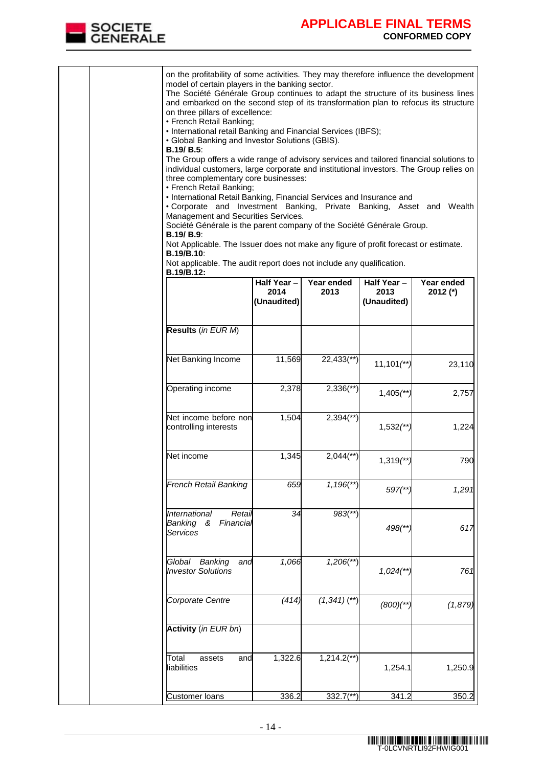on the profitability of some activities. They may therefore influence the development model of certain players in the banking sector.

The Société Générale Group continues to adapt the structure of its business lines and embarked on the second step of its transformation plan to refocus its structure on three pillars of excellence:

- French Retail Banking;
- International retail Banking and Financial Services (IBFS);
- Global Banking and Investor Solutions (GBIS).

**B.19/ B.5**:

The Group offers a wide range of advisory services and tailored financial solutions to individual customers, large corporate and institutional investors. The Group relies on three complementary core businesses:

- French Retail Banking;
- International Retail Banking, Financial Services and Insurance and
- Corporate and Investment Banking, Private Banking, Asset and Wealth Management and Securities Services.

Société Générale is the parent company of the Société Générale Group.

**B.19/ B.9**:

Not Applicable. The Issuer does not make any figure of profit forecast or estimate.

**B.19/B.10**:

Not applicable. The audit report does not include any qualification.

**B.19/B.12:**

| | Half Year – 2014 (Unaudited) | Year ended 2013 | Half Year – 2013 (Unaudited) | Year ended 2012 (*) |
|---|---|---|---|---|
| **Results** (*in EUR M*) | | | | |
| Net Banking Income | 11,569 | 22,433(**) | 11,101(**) | 23,110 |
| Operating income | 2,378 | 2,336(**) | 1,405(**) | 2,757 |
| Net income before non controlling interests | 1,504 | 2,394(**) | 1,532(**) | 1,224 |
| Net income | 1,345 | 2,044(**) | 1,319(**) | 790 |
| *French Retail Banking* | *659* | *1,196(**)* | *597(**)* | *1,291* |
| *International Retail Banking & Financial Services* | *34* | *983(**)* | *498(**)* | *617* |
| *Global Banking and Investor Solutions* | *1,066* | *1,206(**)* | *1,024(**)* | *761* |
| *Corporate Centre* | *(414)* | *(1,341) (**)* | *(800)(**)* | *(1,879)* |
| **Activity** (*in EUR bn*) | | | | |
| Total assets and liabilities | 1,322.6 | 1,214.2(**) | 1,254.1 | 1,250.9 |
| Customer loans | 336.2 | 332.7(**) | 341.2 | 350.2 |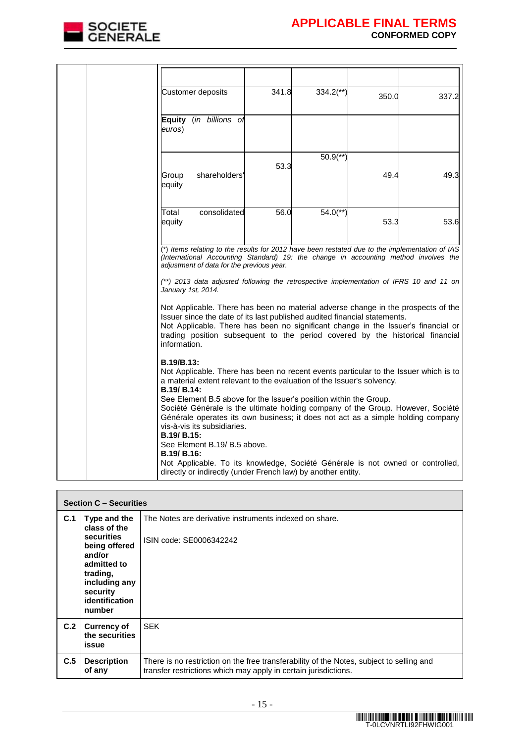| | | | | |
|---|---|---|---|---|
| Customer deposits | 341.8 | 334.2(**) | 350.0 | 337.2 |
| **Equity** (*in billions of euros*) | | | | |
| Group shareholders' equity | 53.3 | 50.9(**) | 49.4 | 49.3 |
| Total consolidated equity | 56.0 | 54.0(**) | 53.3 | 53.6 |

*(\*) Items relating to the results for 2012 have been restated due to the implementation of IAS (International Accounting Standard) 19: the change in accounting method involves the adjustment of data for the previous year.*

*(\*\*) 2013 data adjusted following the retrospective implementation of IFRS 10 and 11 on January 1st, 2014.*

Not Applicable. There has been no material adverse change in the prospects of the Issuer since the date of its last published audited financial statements.
Not Applicable. There has been no significant change in the Issuer's financial or trading position subsequent to the period covered by the historical financial information.

**B.19/B.13:**
Not Applicable. There has been no recent events particular to the Issuer which is to a material extent relevant to the evaluation of the Issuer's solvency.
**B.19/ B.14:**
See Element B.5 above for the Issuer's position within the Group.
Société Générale is the ultimate holding company of the Group. However, Société Générale operates its own business; it does not act as a simple holding company vis-à-vis its subsidiaries.
**B.19/ B.15:**
See Element B.19/ B.5 above.
**B.19/ B.16:**
Not Applicable. To its knowledge, Société Générale is not owned or controlled, directly or indirectly (under French law) by another entity.

| **Section C – Securities** | | |
|---|---|---|
| **C.1** | **Type and the class of the securities being offered and/or admitted to trading, including any security identification number** | The Notes are derivative instruments indexed on share.<br><br>ISIN code: SE0006342242 |
| **C.2** | **Currency of the securities issue** | SEK |
| **C.5** | **Description of any** | There is no restriction on the free transferability of the Notes, subject to selling and transfer restrictions which may apply in certain jurisdictions. |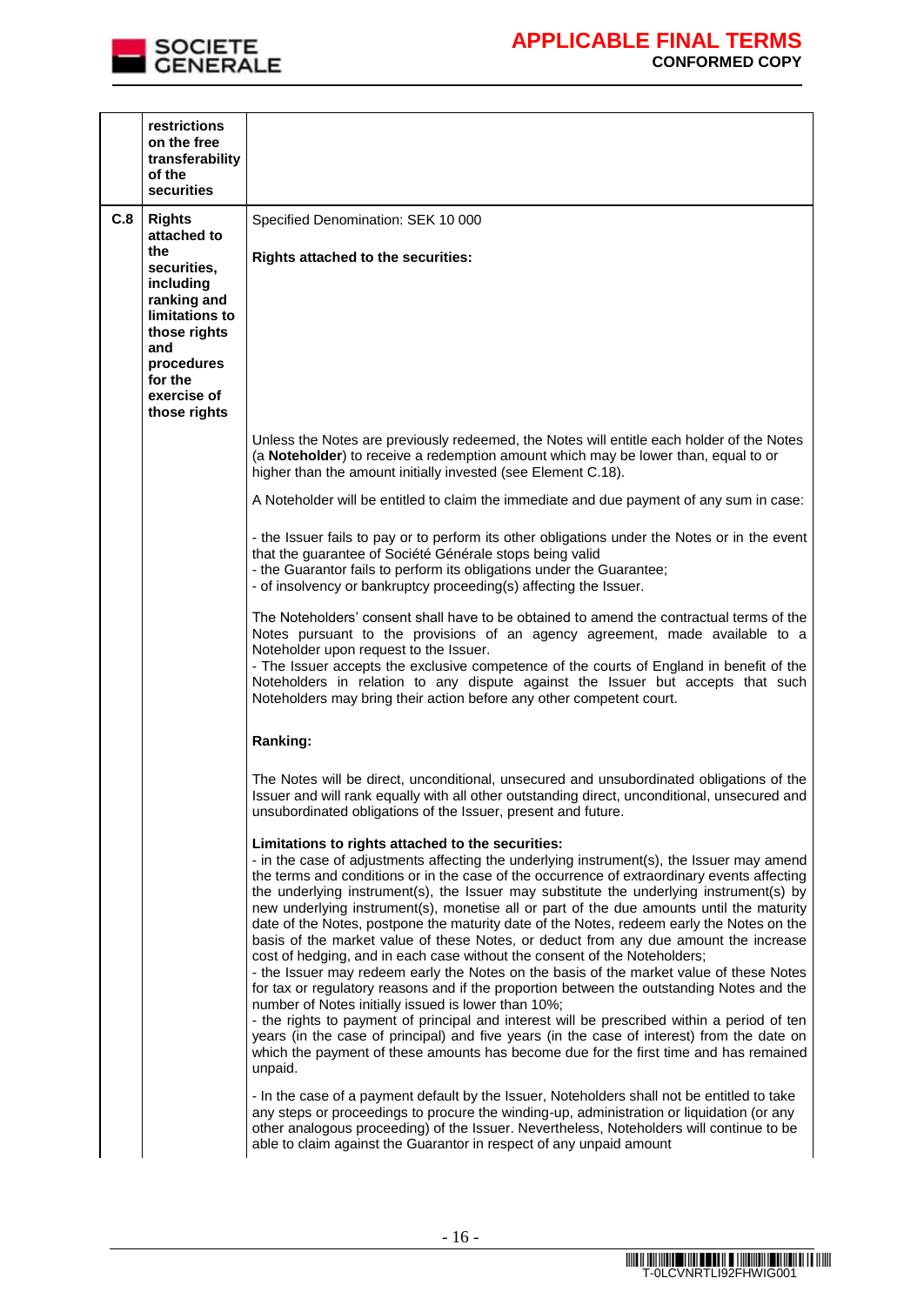| | | |
|---|---|---|
| | **restrictions on the free transferability of the securities** | |
| **C.8** | **Rights attached to the securities, including ranking and limitations to those rights and procedures for the exercise of those rights** | Specified Denomination: SEK 10 000<br><br>**Rights attached to the securities:**<br><br>Unless the Notes are previously redeemed, the Notes will entitle each holder of the Notes (a **Noteholder**) to receive a redemption amount which may be lower than, equal to or higher than the amount initially invested (see Element C.18).<br><br>A Noteholder will be entitled to claim the immediate and due payment of any sum in case:<br><br>- the Issuer fails to pay or to perform its other obligations under the Notes or in the event that the guarantee of Société Générale stops being valid<br>- the Guarantor fails to perform its obligations under the Guarantee;<br>- of insolvency or bankruptcy proceeding(s) affecting the Issuer.<br><br>The Noteholders' consent shall have to be obtained to amend the contractual terms of the Notes pursuant to the provisions of an agency agreement, made available to a Noteholder upon request to the Issuer.<br>- The Issuer accepts the exclusive competence of the courts of England in benefit of the Noteholders in relation to any dispute against the Issuer but accepts that such Noteholders may bring their action before any other competent court.<br><br>**Ranking:**<br><br>The Notes will be direct, unconditional, unsecured and unsubordinated obligations of the Issuer and will rank equally with all other outstanding direct, unconditional, unsecured and unsubordinated obligations of the Issuer, present and future.<br><br>**Limitations to rights attached to the securities:**<br>- in the case of adjustments affecting the underlying instrument(s), the Issuer may amend the terms and conditions or in the case of the occurrence of extraordinary events affecting the underlying instrument(s), the Issuer may substitute the underlying instrument(s) by new underlying instrument(s), monetise all or part of the due amounts until the maturity date of the Notes, postpone the maturity date of the Notes, redeem early the Notes on the basis of the market value of these Notes, or deduct from any due amount the increase cost of hedging, and in each case without the consent of the Noteholders;<br>- the Issuer may redeem early the Notes on the basis of the market value of these Notes for tax or regulatory reasons and if the proportion between the outstanding Notes and the number of Notes initially issued is lower than 10%;<br>- the rights to payment of principal and interest will be prescribed within a period of ten years (in the case of principal) and five years (in the case of interest) from the date on which the payment of these amounts has become due for the first time and has remained unpaid.<br><br>- In the case of a payment default by the Issuer, Noteholders shall not be entitled to take any steps or proceedings to procure the winding-up, administration or liquidation (or any other analogous proceeding) of the Issuer. Nevertheless, Noteholders will continue to be able to claim against the Guarantor in respect of any unpaid amount |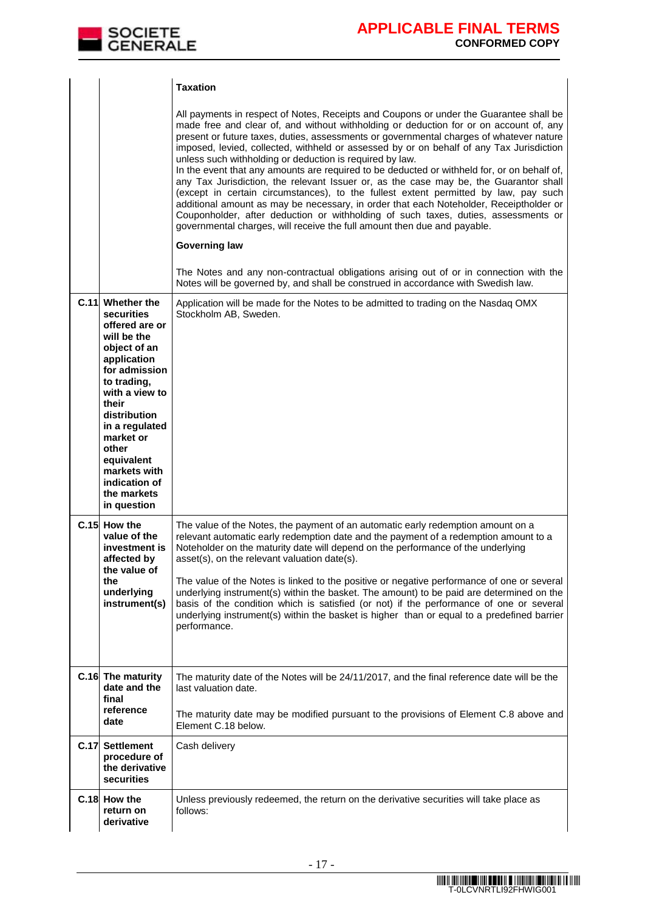| | | |
|---|---|---|
| | | **Taxation**<br><br>All payments in respect of Notes, Receipts and Coupons or under the Guarantee shall be made free and clear of, and without withholding or deduction for or on account of, any present or future taxes, duties, assessments or governmental charges of whatever nature imposed, levied, collected, withheld or assessed by or on behalf of any Tax Jurisdiction unless such withholding or deduction is required by law.<br>In the event that any amounts are required to be deducted or withheld for, or on behalf of, any Tax Jurisdiction, the relevant Issuer or, as the case may be, the Guarantor shall (except in certain circumstances), to the fullest extent permitted by law, pay such additional amount as may be necessary, in order that each Noteholder, Receiptholder or Couponholder, after deduction or withholding of such taxes, duties, assessments or governmental charges, will receive the full amount then due and payable.<br><br>**Governing law**<br><br>The Notes and any non-contractual obligations arising out of or in connection with the Notes will be governed by, and shall be construed in accordance with Swedish law. |
| **C.11** | **Whether the securities offered are or will be the object of an application for admission to trading, with a view to their distribution in a regulated market or other equivalent markets with indication of the markets in question** | Application will be made for the Notes to be admitted to trading on the Nasdaq OMX Stockholm AB, Sweden. |
| **C.15** | **How the value of the investment is affected by the value of the underlying instrument(s)** | The value of the Notes, the payment of an automatic early redemption amount on a relevant automatic early redemption date and the payment of a redemption amount to a Noteholder on the maturity date will depend on the performance of the underlying asset(s), on the relevant valuation date(s).<br><br>The value of the Notes is linked to the positive or negative performance of one or several underlying instrument(s) within the basket. The amount) to be paid are determined on the basis of the condition which is satisfied (or not) if the performance of one or several underlying instrument(s) within the basket is higher than or equal to a predefined barrier performance. |
| **C.16** | **The maturity date and the final reference date** | The maturity date of the Notes will be 24/11/2017, and the final reference date will be the last valuation date.<br><br>The maturity date may be modified pursuant to the provisions of Element C.8 above and Element C.18 below. |
| **C.17** | **Settlement procedure of the derivative securities** | Cash delivery |
| **C.18** | **How the return on derivative** | Unless previously redeemed, the return on the derivative securities will take place as follows: |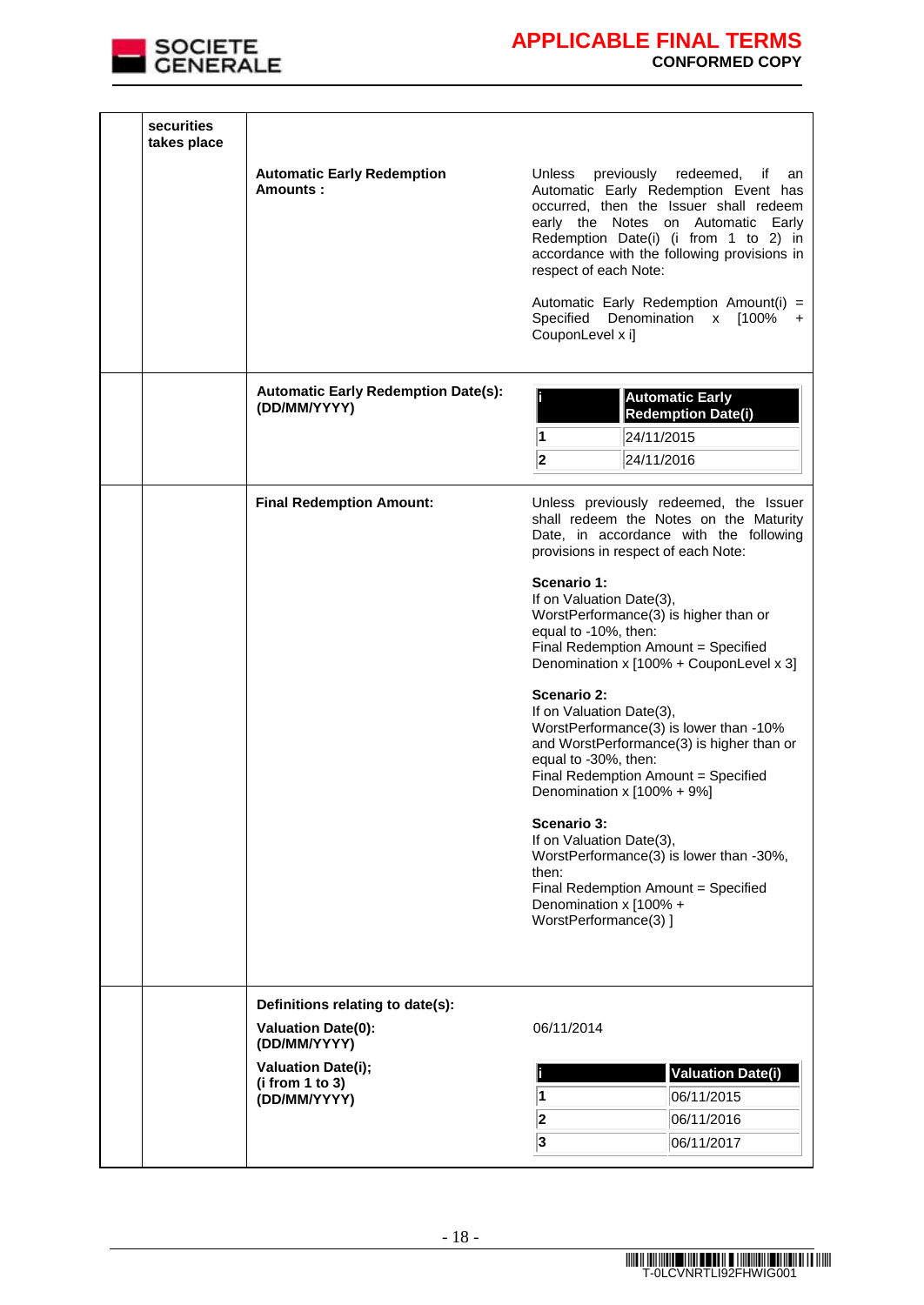| | | | |
|---|---|---|---|
| | securities takes place | | |
| | | **Automatic Early Redemption Amounts :** | Unless previously redeemed, if an Automatic Early Redemption Event has occurred, then the Issuer shall redeem early the Notes on Automatic Early Redemption Date(i) (i from 1 to 2) in accordance with the following provisions in respect of each Note:<br><br>Automatic Early Redemption Amount(i) = Specified Denomination x [100% + CouponLevel x i] |
| | | **Automatic Early Redemption Date(s): (DD/MM/YYYY)** | **i** / **Automatic Early Redemption Date(i)**<br>1 / 24/11/2015<br>2 / 24/11/2016 |
| | | **Final Redemption Amount:** | Unless previously redeemed, the Issuer shall redeem the Notes on the Maturity Date, in accordance with the following provisions in respect of each Note:<br><br>**Scenario 1:**<br>If on Valuation Date(3), WorstPerformance(3) is higher than or equal to -10%, then:<br>Final Redemption Amount = Specified Denomination x [100% + CouponLevel x 3]<br><br>**Scenario 2:**<br>If on Valuation Date(3), WorstPerformance(3) is lower than -10% and WorstPerformance(3) is higher than or equal to -30%, then:<br>Final Redemption Amount = Specified Denomination x [100% + 9%]<br><br>**Scenario 3:**<br>If on Valuation Date(3), WorstPerformance(3) is lower than -30%, then:<br>Final Redemption Amount = Specified Denomination x [100% + WorstPerformance(3) ] |
| | | **Definitions relating to date(s):**<br>**Valuation Date(0): (DD/MM/YYYY)**<br>**Valuation Date(i); (i from 1 to 3) (DD/MM/YYYY)** | 06/11/2014<br><br>**i** / **Valuation Date(i)**<br>1 / 06/11/2015<br>2 / 06/11/2016<br>3 / 06/11/2017 |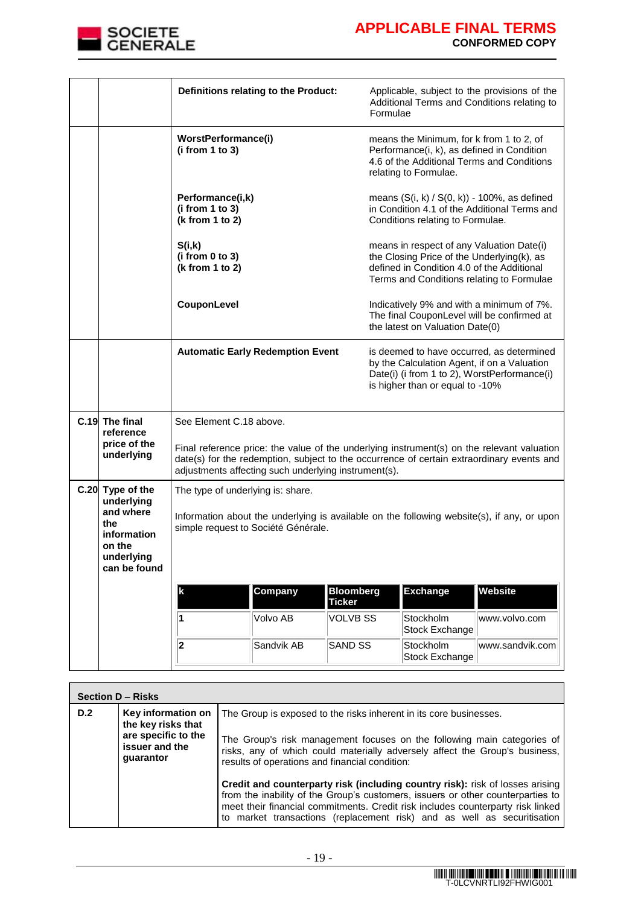| | | | |
|---|---|---|---|
| | | **Definitions relating to the Product:** | Applicable, subject to the provisions of the Additional Terms and Conditions relating to Formulae |
| | | **WorstPerformance(i)**<br>**(i from 1 to 3)** | means the Minimum, for k from 1 to 2, of Performance(i, k), as defined in Condition 4.6 of the Additional Terms and Conditions relating to Formulae. |
| | | **Performance(i,k)**<br>**(i from 1 to 3)**<br>**(k from 1 to 2)** | means (S(i, k) / S(0, k)) - 100%, as defined in Condition 4.1 of the Additional Terms and Conditions relating to Formulae. |
| | | **S(i,k)**<br>**(i from 0 to 3)**<br>**(k from 1 to 2)** | means in respect of any Valuation Date(i) the Closing Price of the Underlying(k), as defined in Condition 4.0 of the Additional Terms and Conditions relating to Formulae |
| | | **CouponLevel** | Indicatively 9% and with a minimum of 7%. The final CouponLevel will be confirmed at the latest on Valuation Date(0) |
| | | **Automatic Early Redemption Event** | is deemed to have occurred, as determined by the Calculation Agent, if on a Valuation Date(i) (i from 1 to 2), WorstPerformance(i) is higher than or equal to -10% |
| **C.19** | **The final reference price of the underlying** | See Element C.18 above.<br><br>Final reference price: the value of the underlying instrument(s) on the relevant valuation date(s) for the redemption, subject to the occurrence of certain extraordinary events and adjustments affecting such underlying instrument(s). | |
| **C.20** | **Type of the underlying and where the information on the underlying can be found** | The type of underlying is: share.<br><br>Information about the underlying is available on the following website(s), if any, or upon simple request to Société Générale. | |

| k | Company | Bloomberg Ticker | Exchange | Website |
|---|---|---|---|---|
| 1 | Volvo AB | VOLVB SS | Stockholm Stock Exchange | www.volvo.com |
| 2 | Sandvik AB | SAND SS | Stockholm Stock Exchange | www.sandvik.com |

**Section D – Risks**

| | | |
|---|---|---|
| **D.2** | **Key information on the key risks that are specific to the issuer and the guarantor** | The Group is exposed to the risks inherent in its core businesses.<br><br>The Group's risk management focuses on the following main categories of risks, any of which could materially adversely affect the Group's business, results of operations and financial condition:<br><br>**Credit and counterparty risk (including country risk):** risk of losses arising from the inability of the Group's customers, issuers or other counterparties to meet their financial commitments. Credit risk includes counterparty risk linked to market transactions (replacement risk) and as well as securitisation |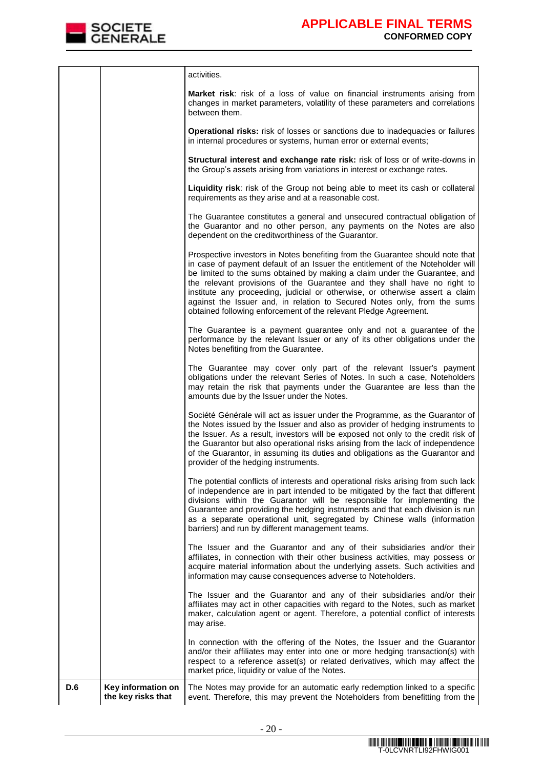| | | |
|---|---|---|
| | | activities.<br><br>**Market risk**: risk of a loss of value on financial instruments arising from changes in market parameters, volatility of these parameters and correlations between them.<br><br>**Operational risks:** risk of losses or sanctions due to inadequacies or failures in internal procedures or systems, human error or external events;<br><br>**Structural interest and exchange rate risk:** risk of loss or of write-downs in the Group's assets arising from variations in interest or exchange rates.<br><br>**Liquidity risk**: risk of the Group not being able to meet its cash or collateral requirements as they arise and at a reasonable cost.<br><br>The Guarantee constitutes a general and unsecured contractual obligation of the Guarantor and no other person, any payments on the Notes are also dependent on the creditworthiness of the Guarantor.<br><br>Prospective investors in Notes benefiting from the Guarantee should note that in case of payment default of an Issuer the entitlement of the Noteholder will be limited to the sums obtained by making a claim under the Guarantee, and the relevant provisions of the Guarantee and they shall have no right to institute any proceeding, judicial or otherwise, or otherwise assert a claim against the Issuer and, in relation to Secured Notes only, from the sums obtained following enforcement of the relevant Pledge Agreement.<br><br>The Guarantee is a payment guarantee only and not a guarantee of the performance by the relevant Issuer or any of its other obligations under the Notes benefiting from the Guarantee.<br><br>The Guarantee may cover only part of the relevant Issuer's payment obligations under the relevant Series of Notes. In such a case, Noteholders may retain the risk that payments under the Guarantee are less than the amounts due by the Issuer under the Notes.<br><br>Société Générale will act as issuer under the Programme, as the Guarantor of the Notes issued by the Issuer and also as provider of hedging instruments to the Issuer. As a result, investors will be exposed not only to the credit risk of the Guarantor but also operational risks arising from the lack of independence of the Guarantor, in assuming its duties and obligations as the Guarantor and provider of the hedging instruments.<br><br>The potential conflicts of interests and operational risks arising from such lack of independence are in part intended to be mitigated by the fact that different divisions within the Guarantor will be responsible for implementing the Guarantee and providing the hedging instruments and that each division is run as a separate operational unit, segregated by Chinese walls (information barriers) and run by different management teams.<br><br>The Issuer and the Guarantor and any of their subsidiaries and/or their affiliates, in connection with their other business activities, may possess or acquire material information about the underlying assets. Such activities and information may cause consequences adverse to Noteholders.<br><br>The Issuer and the Guarantor and any of their subsidiaries and/or their affiliates may act in other capacities with regard to the Notes, such as market maker, calculation agent or agent. Therefore, a potential conflict of interests may arise.<br><br>In connection with the offering of the Notes, the Issuer and the Guarantor and/or their affiliates may enter into one or more hedging transaction(s) with respect to a reference asset(s) or related derivatives, which may affect the market price, liquidity or value of the Notes. |
| **D.6** | **Key information on the key risks that** | The Notes may provide for an automatic early redemption linked to a specific event. Therefore, this may prevent the Noteholders from benefitting from the |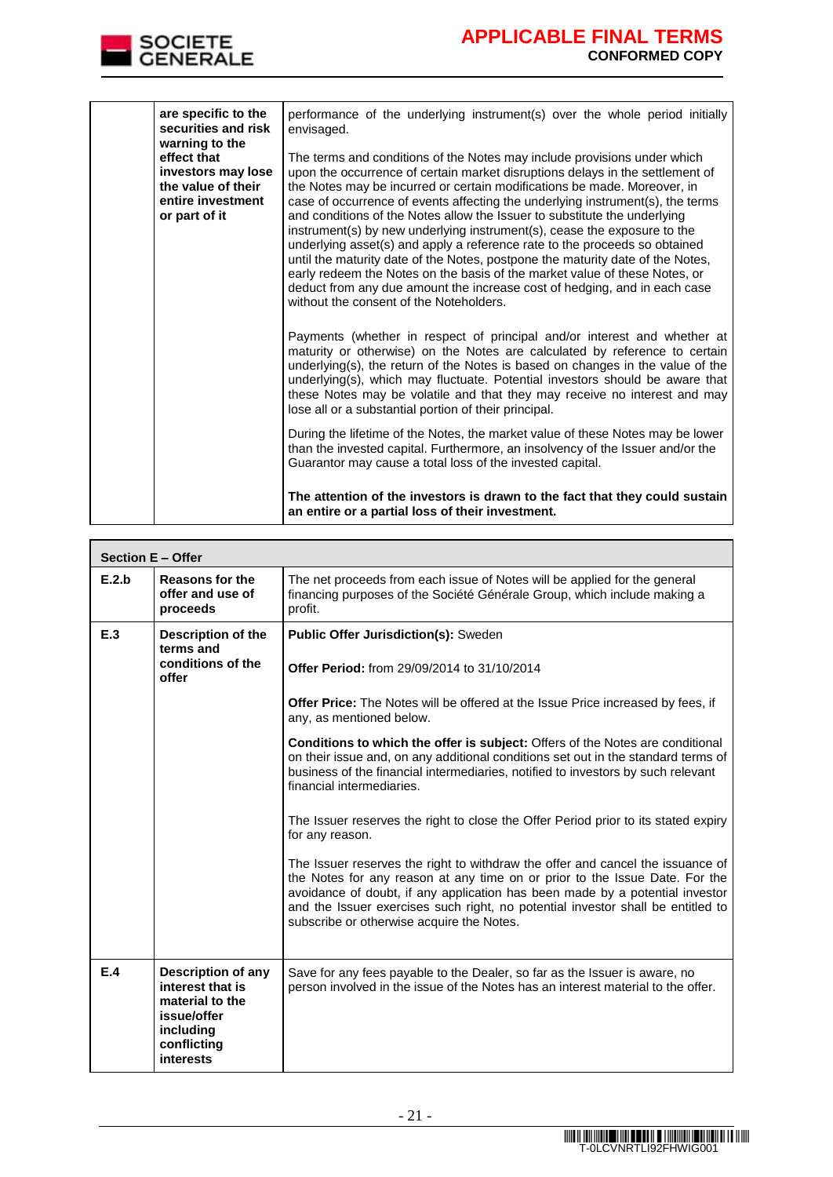| | | |
|---|---|---|
| | **are specific to the securities and risk warning to the effect that investors may lose the value of their entire investment or part of it** | performance of the underlying instrument(s) over the whole period initially envisaged.<br><br>The terms and conditions of the Notes may include provisions under which upon the occurrence of certain market disruptions delays in the settlement of the Notes may be incurred or certain modifications be made. Moreover, in case of occurrence of events affecting the underlying instrument(s), the terms and conditions of the Notes allow the Issuer to substitute the underlying instrument(s) by new underlying instrument(s), cease the exposure to the underlying asset(s) and apply a reference rate to the proceeds so obtained until the maturity date of the Notes, postpone the maturity date of the Notes, early redeem the Notes on the basis of the market value of these Notes, or deduct from any due amount the increase cost of hedging, and in each case without the consent of the Noteholders.<br><br>Payments (whether in respect of principal and/or interest and whether at maturity or otherwise) on the Notes are calculated by reference to certain underlying(s), the return of the Notes is based on changes in the value of the underlying(s), which may fluctuate. Potential investors should be aware that these Notes may be volatile and that they may receive no interest and may lose all or a substantial portion of their principal.<br><br>During the lifetime of the Notes, the market value of these Notes may be lower than the invested capital. Furthermore, an insolvency of the Issuer and/or the Guarantor may cause a total loss of the invested capital.<br><br>**The attention of the investors is drawn to the fact that they could sustain an entire or a partial loss of their investment.** |

| **Section E – Offer** | | |
|---|---|---|
| **E.2.b** | **Reasons for the offer and use of proceeds** | The net proceeds from each issue of Notes will be applied for the general financing purposes of the Société Générale Group, which include making a profit. |
| **E.3** | **Description of the terms and conditions of the offer** | **Public Offer Jurisdiction(s):** Sweden<br><br>**Offer Period:** from 29/09/2014 to 31/10/2014<br><br>**Offer Price:** The Notes will be offered at the Issue Price increased by fees, if any, as mentioned below.<br><br>**Conditions to which the offer is subject:** Offers of the Notes are conditional on their issue and, on any additional conditions set out in the standard terms of business of the financial intermediaries, notified to investors by such relevant financial intermediaries.<br><br>The Issuer reserves the right to close the Offer Period prior to its stated expiry for any reason.<br><br>The Issuer reserves the right to withdraw the offer and cancel the issuance of the Notes for any reason at any time on or prior to the Issue Date. For the avoidance of doubt, if any application has been made by a potential investor and the Issuer exercises such right, no potential investor shall be entitled to subscribe or otherwise acquire the Notes. |
| **E.4** | **Description of any interest that is material to the issue/offer including conflicting interests** | Save for any fees payable to the Dealer, so far as the Issuer is aware, no person involved in the issue of the Notes has an interest material to the offer. |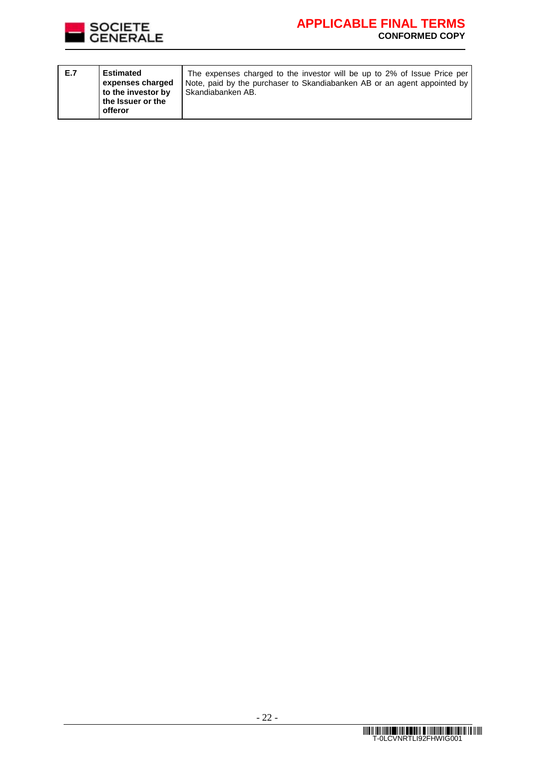| | | |
|---|---|---|
| **E.7** | **Estimated expenses charged to the investor by the Issuer or the offeror** | The expenses charged to the investor will be up to 2% of Issue Price per Note, paid by the purchaser to Skandiabanken AB or an agent appointed by Skandiabanken AB. |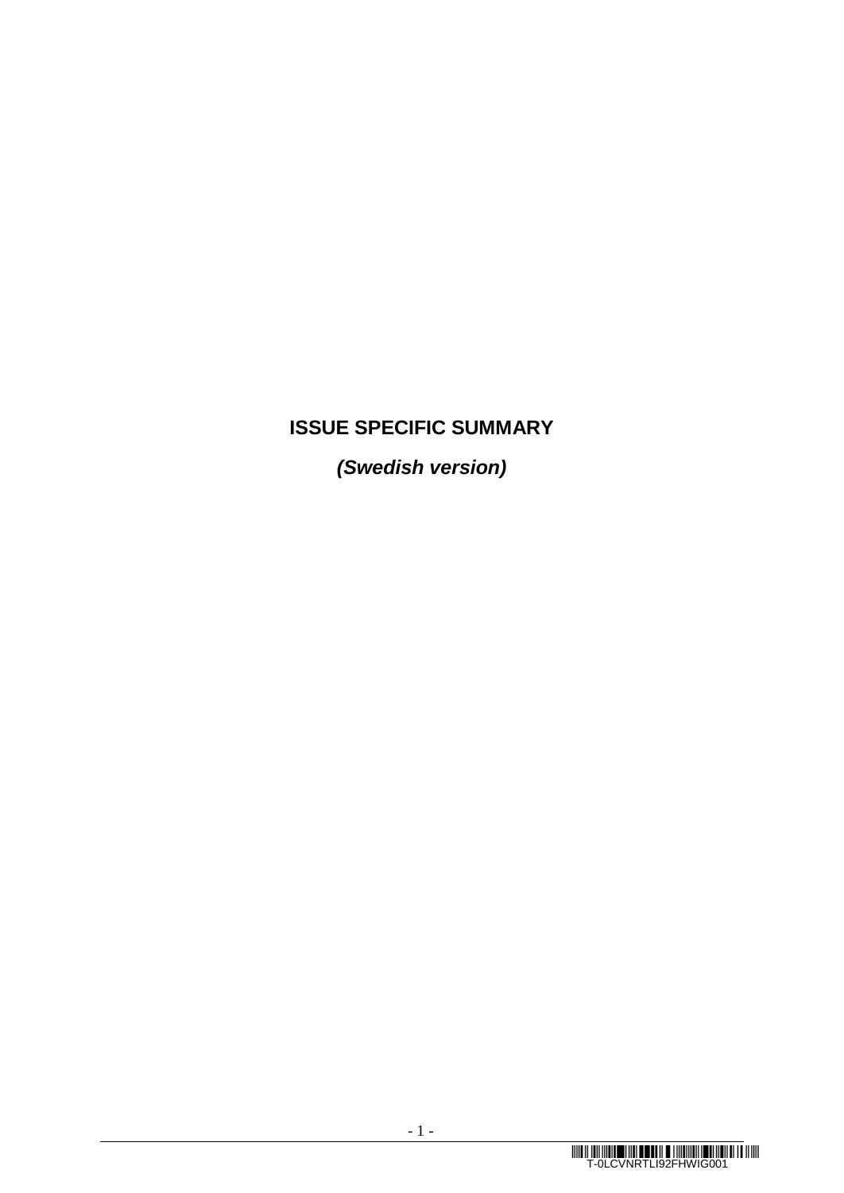# ISSUE SPECIFIC SUMMARY

***(Swedish version)***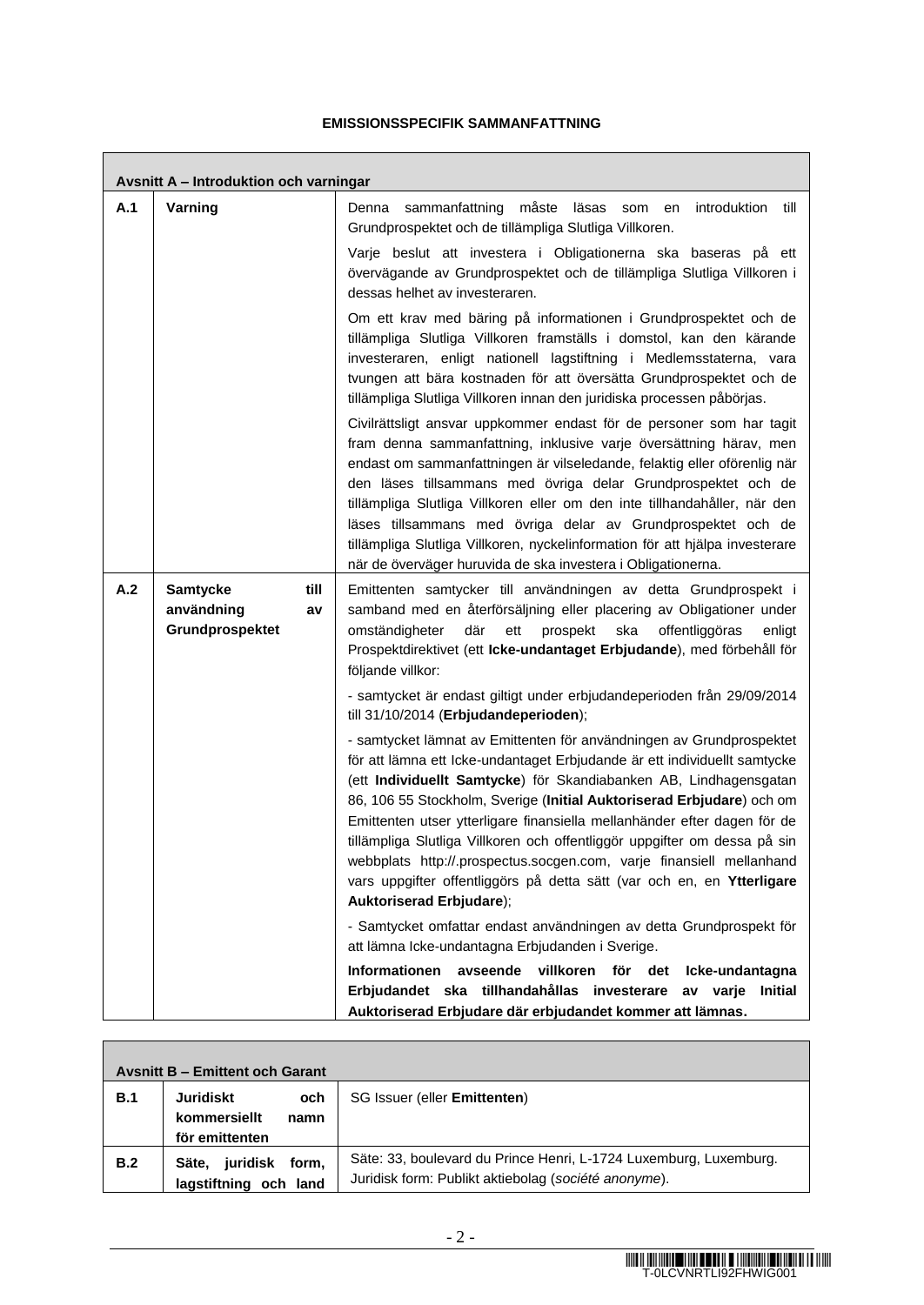# EMISSIONSSPECIFIK SAMMANFATTNING

| Avsnitt A – Introduktion och varningar | | |
|---|---|---|
| **A.1** | **Varning** | Denna sammanfattning måste läsas som en introduktion till Grundprospektet och de tillämpliga Slutliga Villkoren.<br><br>Varje beslut att investera i Obligationerna ska baseras på ett övervägande av Grundprospektet och de tillämpliga Slutliga Villkoren i dessas helhet av investeraren.<br><br>Om ett krav med bäring på informationen i Grundprospektet och de tillämpliga Slutliga Villkoren framställs i domstol, kan den kärande investeraren, enligt nationell lagstiftning i Medlemsstaterna, vara tvungen att bära kostnaden för att översätta Grundprospektet och de tillämpliga Slutliga Villkoren innan den juridiska processen påbörjas.<br><br>Civilrättsligt ansvar uppkommer endast för de personer som har tagit fram denna sammanfattning, inklusive varje översättning härav, men endast om sammanfattningen är vilseledande, felaktig eller oförenlig när den läses tillsammans med övriga delar Grundprospektet och de tillämpliga Slutliga Villkoren eller om den inte tillhandahåller, när den läses tillsammans med övriga delar av Grundprospektet och de tillämpliga Slutliga Villkoren, nyckelinformation för att hjälpa investerare när de överväger huruvida de ska investera i Obligationerna. |
| **A.2** | **Samtycke till användning av Grundprospektet** | Emittenten samtycker till användningen av detta Grundprospekt i samband med en återförsäljning eller placering av Obligationer under omständigheter där ett prospekt ska offentliggöras enligt Prospektdirektivet (ett **Icke-undantaget Erbjudande**), med förbehåll för följande villkor:<br><br>- samtycket är endast giltigt under erbjudandeperioden från 29/09/2014 till 31/10/2014 (**Erbjudandeperioden**);<br><br>- samtycket lämnat av Emittenten för användningen av Grundprospektet för att lämna ett Icke-undantaget Erbjudande är ett individuellt samtycke (ett **Individuellt Samtycke**) för Skandiabanken AB, Lindhagensgatan 86, 106 55 Stockholm, Sverige (**Initial Auktoriserad Erbjudare**) och om Emittenten utser ytterligare finansiella mellanhänder efter dagen för de tillämpliga Slutliga Villkoren och offentliggör uppgifter om dessa på sin webbplats http://.prospectus.socgen.com, varje finansiell mellanhand vars uppgifter offentliggörs på detta sätt (var och en, en **Ytterligare Auktoriserad Erbjudare**);<br><br>- Samtycket omfattar endast användningen av detta Grundprospekt för att lämna Icke-undantagna Erbjudanden i Sverige.<br><br>**Informationen avseende villkoren för det Icke-undantagna Erbjudandet ska tillhandahållas investerare av varje Initial Auktoriserad Erbjudare där erbjudandet kommer att lämnas.** |

| Avsnitt B – Emittent och Garant | | |
|---|---|---|
| **B.1** | **Juridiskt och kommersiellt namn för emittenten** | SG Issuer (eller **Emittenten**) |
| **B.2** | **Säte, juridisk form, lagstiftning och land** | Säte: 33, boulevard du Prince Henri, L-1724 Luxemburg, Luxemburg.<br>Juridisk form: Publikt aktiebolag (*société anonyme*). |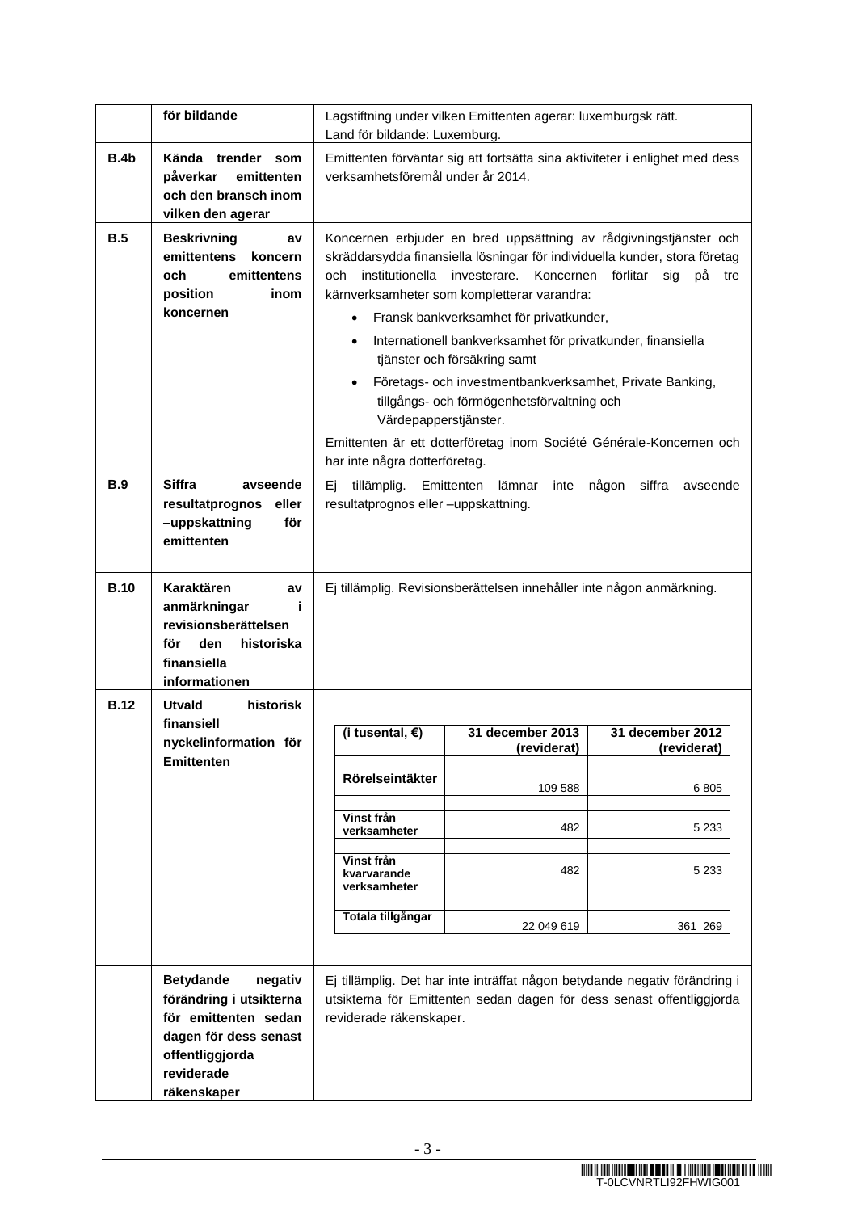| | | |
|---|---|---|
| | **för bildande** | Lagstiftning under vilken Emittenten agerar: luxemburgsk rätt.<br>Land för bildande: Luxemburg. |
| **B.4b** | **Kända trender som påverkar emittenten och den bransch inom vilken den agerar** | Emittenten förväntar sig att fortsätta sina aktiviteter i enlighet med dess verksamhetsföremål under år 2014. |
| **B.5** | **Beskrivning av emittentens koncern och emittentens position inom koncernen** | Koncernen erbjuder en bred uppsättning av rådgivningstjänster och skräddarsydda finansiella lösningar för individuella kunder, stora företag och institutionella investerare. Koncernen förlitar sig på tre kärnverksamheter som kompletterar varandra:<br>• Fransk bankverksamhet för privatkunder,<br>• Internationell bankverksamhet för privatkunder, finansiella tjänster och försäkring samt<br>• Företags- och investmentbankverksamhet, Private Banking, tillgångs- och förmögenhetsförvaltning och Värdepapperstjänster.<br>Emittenten är ett dotterföretag inom Société Générale-Koncernen och har inte några dotterföretag. |
| **B.9** | **Siffra avseende resultatprognos eller –uppskattning för emittenten** | Ej tillämplig. Emittenten lämnar inte någon siffra avseende resultatprognos eller –uppskattning. |
| **B.10** | **Karaktären av anmärkningar i revisionsberättelsen för den historiska finansiella informationen** | Ej tillämplig. Revisionsberättelsen innehåller inte någon anmärkning. |
| **B.12** | **Utvald historisk finansiell nyckelinformation för Emittenten** | (see table below) |
| | **Betydande negativ förändring i utsikterna för emittenten sedan dagen för dess senast offentliggjorda reviderade räkenskaper** | Ej tillämplig. Det har inte inträffat någon betydande negativ förändring i utsikterna för Emittenten sedan dagen för dess senast offentliggjorda reviderade räkenskaper. |

| (i tusental, €) | 31 december 2013 (reviderat) | 31 december 2012 (reviderat) |
|---|---|---|
| **Rörelseintäkter** | 109 588 | 6 805 |
| **Vinst från verksamheter** | 482 | 5 233 |
| **Vinst från kvarvarande verksamheter** | 482 | 5 233 |
| **Totala tillgångar** | 22 049 619 | 361 269 |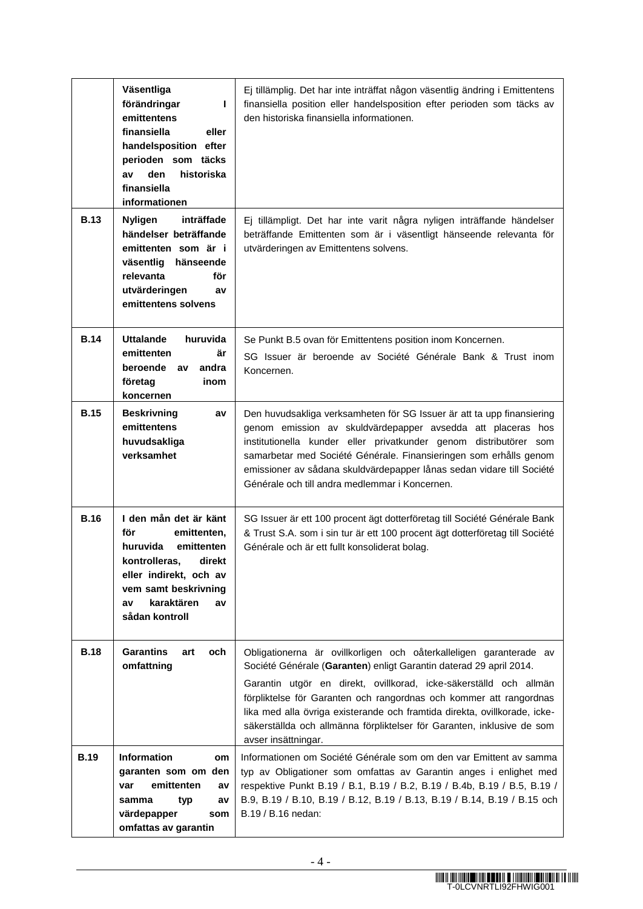| | | |
|---|---|---|
| | **Väsentliga förändringar i emittentens finansiella eller handelsposition efter perioden som täcks av den historiska finansiella informationen** | Ej tillämplig. Det har inte inträffat någon väsentlig ändring i Emittentens finansiella position eller handelsposition efter perioden som täcks av den historiska finansiella informationen. |
| **B.13** | **Nyligen inträffade händelser beträffande emittenten som är i väsentlig hänseende relevanta för utvärderingen av emittentens solvens** | Ej tillämpligt. Det har inte varit några nyligen inträffande händelser beträffande Emittenten som är i väsentligt hänseende relevanta för utvärderingen av Emittentens solvens. |
| **B.14** | **Uttalande huruvida emittenten är beroende av andra företag inom koncernen** | Se Punkt B.5 ovan för Emittentens position inom Koncernen.<br>SG Issuer är beroende av Société Générale Bank & Trust inom Koncernen. |
| **B.15** | **Beskrivning av emittentens huvudsakliga verksamhet** | Den huvudsakliga verksamheten för SG Issuer är att ta upp finansiering genom emission av skuldvärdepapper avsedda att placeras hos institutionella kunder eller privatkunder genom distributörer som samarbetar med Société Générale. Finansieringen som erhålls genom emissioner av sådana skuldvärdepapper lånas sedan vidare till Société Générale och till andra medlemmar i Koncernen. |
| **B.16** | **I den mån det är känt för emittenten, huruvida emittenten kontrolleras, direkt eller indirekt, och av vem samt beskrivning av karaktären av sådan kontroll** | SG Issuer är ett 100 procent ägt dotterföretag till Société Générale Bank & Trust S.A. som i sin tur är ett 100 procent ägt dotterföretag till Société Générale och är ett fullt konsoliderat bolag. |
| **B.18** | **Garantins art och omfattning** | Obligationerna är ovillkorligen och oåterkalleligen garanterade av Société Générale (**Garanten**) enligt Garantin daterad 29 april 2014.<br>Garantin utgör en direkt, ovillkorad, icke-säkerställd och allmän förpliktelse för Garanten och rangordnas och kommer att rangordnas lika med alla övriga existerande och framtida direkta, ovillkorade, icke-säkerställda och allmänna förpliktelser för Garanten, inklusive de som avser insättningar. |
| **B.19** | **Information om garanten som om den var emittenten av samma typ av värdepapper som omfattas av garantin** | Informationen om Société Générale som om den var Emittent av samma typ av Obligationer som omfattas av Garantin anges i enlighet med respektive Punkt B.19 / B.1, B.19 / B.2, B.19 / B.4b, B.19 / B.5, B.19 / B.9, B.19 / B.10, B.19 / B.12, B.19 / B.13, B.19 / B.14, B.19 / B.15 och B.19 / B.16 nedan: |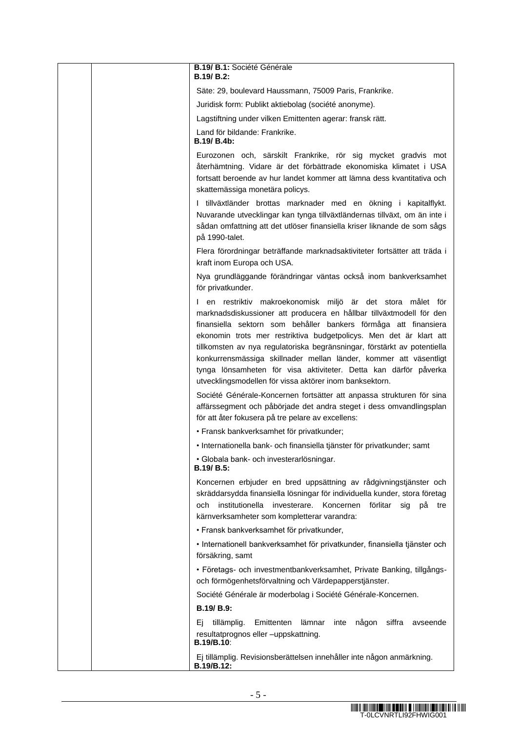| | | |
|---|---|---|
| | | **B.19/ B.1:** Société Générale<br>**B.19/ B.2:**<br>Säte: 29, boulevard Haussmann, 75009 Paris, Frankrike.<br>Juridisk form: Publikt aktiebolag (société anonyme).<br>Lagstiftning under vilken Emittenten agerar: fransk rätt.<br>Land för bildande: Frankrike.<br>**B.19/ B.4b:**<br>Eurozonen och, särskilt Frankrike, rör sig mycket gradvis mot återhämtning. Vidare är det förbättrade ekonomiska klimatet i USA fortsatt beroende av hur landet kommer att lämna dess kvantitativa och skattemässiga monetära policys.<br>I tillväxtländer brottas marknader med en ökning i kapitalflykt. Nuvarande utvecklingar kan tynga tillväxtländernas tillväxt, om än inte i sådan omfattning att det utlöser finansiella kriser liknande de som sågs på 1990-talet.<br>Flera förordningar beträffande marknadsaktiviteter fortsätter att träda i kraft inom Europa och USA.<br>Nya grundläggande förändringar väntas också inom bankverksamhet för privatkunder.<br>I en restriktiv makroekonomisk miljö är det stora målet för marknadsdiskussioner att producera en hållbar tillväxtmodell för den finansiella sektorn som behåller bankers förmåga att finansiera ekonomin trots mer restriktiva budgetpolicys. Men det är klart att tillkomsten av nya regulatoriska begränsningar, förstärkt av potentiella konkurrensmässiga skillnader mellan länder, kommer att väsentligt tynga lönsamheten för visa aktiviteter. Detta kan därför påverka utvecklingsmodellen för vissa aktörer inom banksektorn.<br>Société Générale-Koncernen fortsätter att anpassa strukturen för sina affärssegment och påbörjade det andra steget i dess omvandlingsplan för att åter fokusera på tre pelare av excellens:<br>• Fransk bankverksamhet för privatkunder;<br>• Internationella bank- och finansiella tjänster för privatkunder; samt<br>• Globala bank- och investerarlösningar.<br>**B.19/ B.5:**<br>Koncernen erbjuder en bred uppsättning av rådgivningstjänster och skräddarsydda finansiella lösningar för individuella kunder, stora företag och institutionella investerare. Koncernen förlitar sig på tre kärnverksamheter som kompletterar varandra:<br>• Fransk bankverksamhet för privatkunder,<br>• Internationell bankverksamhet för privatkunder, finansiella tjänster och försäkring, samt<br>• Företags- och investmentbankverksamhet, Private Banking, tillgångs- och förmögenhetsförvaltning och Värdepapperstjänster.<br>Société Générale är moderbolag i Société Générale-Koncernen.<br>**B.19/ B.9:**<br>Ej tillämplig. Emittenten lämnar inte någon siffra avseende resultatprognos eller –uppskattning.<br>**B.19/B.10**:<br>Ej tillämplig. Revisionsberättelsen innehåller inte någon anmärkning.<br>**B.19/B.12:** |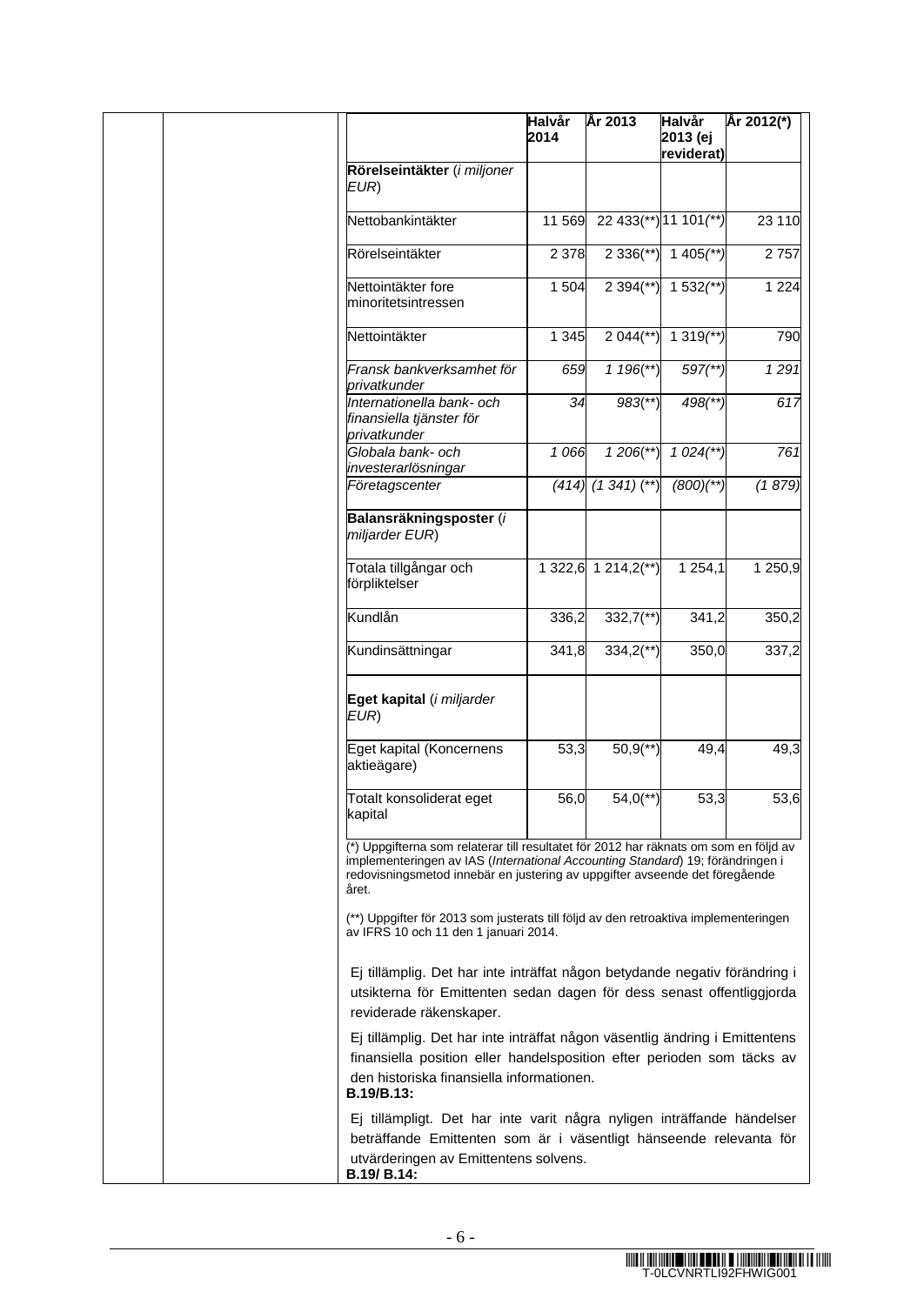| | Halvår 2014 | År 2013 | Halvår 2013 (ej reviderat) | År 2012(*) |
|---|---|---|---|---|
| **Rörelseintäkter** (*i miljoner EUR*) | | | | |
| Nettobankintäkter | 11 569 | 22 433(**) | 11 101(**) | 23 110 |
| Rörelseintäkter | 2 378 | 2 336(**) | 1 405(**) | 2 757 |
| Nettointäkter fore minoritetsintressen | 1 504 | 2 394(**) | 1 532(**) | 1 224 |
| Nettointäkter | 1 345 | 2 044(**) | 1 319(**) | 790 |
| *Fransk bankverksamhet för privatkunder* | *659* | *1 196(**)* | *597(**)* | *1 291* |
| *Internationella bank- och finansiella tjänster för privatkunder* | *34* | *983(**)* | *498(**)* | *617* |
| *Globala bank- och investerarlösningar* | *1 066* | *1 206(**)* | *1 024(**)* | *761* |
| *Företagscenter* | *(414)* | *(1 341) (**)* | *(800)(**)* | *(1 879)* |
| **Balansräkningsposter** (*i miljarder EUR*) | | | | |
| Totala tillgångar och förpliktelser | 1 322,6 | 1 214,2(**) | 1 254,1 | 1 250,9 |
| Kundlån | 336,2 | 332,7(**) | 341,2 | 350,2 |
| Kundinsättningar | 341,8 | 334,2(**) | 350,0 | 337,2 |
| **Eget kapital** (*i miljarder EUR*) | | | | |
| Eget kapital (Koncernens aktieägare) | 53,3 | 50,9(**) | 49,4 | 49,3 |
| Totalt konsoliderat eget kapital | 56,0 | 54,0(**) | 53,3 | 53,6 |

(*) Uppgifterna som relaterar till resultatet för 2012 har räknats om som en följd av implementeringen av IAS (*International Accounting Standard*) 19; förändringen i redovisningsmetod innebär en justering av uppgifter avseende det föregående året.

(**) Uppgifter för 2013 som justerats till följd av den retroaktiva implementeringen av IFRS 10 och 11 den 1 januari 2014.

Ej tillämplig. Det har inte inträffat någon betydande negativ förändring i utsikterna för Emittenten sedan dagen för dess senast offentliggjorda reviderade räkenskaper.

Ej tillämplig. Det har inte inträffat någon väsentlig ändring i Emittentens finansiella position eller handelsposition efter perioden som täcks av den historiska finansiella informationen.

**B.19/B.13:**

Ej tillämpligt. Det har inte varit några nyligen inträffande händelser beträffande Emittenten som är i väsentligt hänseende relevanta för utvärderingen av Emittentens solvens.

**B.19/ B.14:**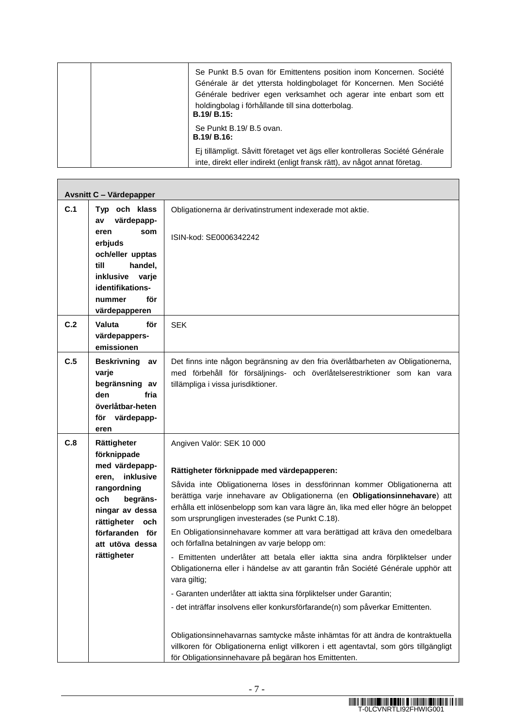| | | |
|---|---|---|
| | | Se Punkt B.5 ovan för Emittentens position inom Koncernen. Société Générale är det yttersta holdingbolaget för Koncernen. Men Société Générale bedriver egen verksamhet och agerar inte enbart som ett holdingbolag i förhållande till sina dotterbolag.<br>**B.19/ B.15:**<br>Se Punkt B.19/ B.5 ovan.<br>**B.19/ B.16:**<br>Ej tillämpligt. Såvitt företaget vet ägs eller kontrolleras Société Générale inte, direkt eller indirekt (enligt fransk rätt), av något annat företag. |

| **Avsnitt C – Värdepapper** | | |
|---|---|---|
| **C.1** | **Typ och klass av värdepapperen som erbjuds och/eller upptas till handel, inklusive varje identifikationsnummer för värdepapperen** | Obligationerna är derivatinstrument indexerade mot aktie.<br><br>ISIN-kod: SE0006342242 |
| **C.2** | **Valuta för värdepappersemissionen** | SEK |
| **C.5** | **Beskrivning av varje begränsning av den fria överlåtbar-heten för värdepapperen** | Det finns inte någon begränsning av den fria överlåtbarheten av Obligationerna, med förbehåll för försäljnings- och överlåtelserestriktioner som kan vara tillämpliga i vissa jurisdiktioner. |
| **C.8** | **Rättigheter förknippade med värdepapperen, inklusive rangordning och begränsningar av dessa rättigheter och förfaranden för att utöva dessa rättigheter** | Angiven Valör: SEK 10 000<br><br>**Rättigheter förknippade med värdepapperen:**<br>Såvida inte Obligationerna löses in dessförinnan kommer Obligationerna att berättiga varje innehavare av Obligationerna (en **Obligationsinnehavare**) att erhålla ett inlösenbelopp som kan vara lägre än, lika med eller högre än beloppet som ursprungligen investerades (se Punkt C.18).<br>En Obligationsinnehavare kommer att vara berättigad att kräva den omedelbara och förfallna betalningen av varje belopp om:<br>- Emittenten underlåter att betala eller iaktta sina andra förpliktelser under Obligationerna eller i händelse av att garantin från Société Générale upphör att vara giltig;<br>- Garanten underlåter att iaktta sina förpliktelser under Garantin;<br>- det inträffar insolvens eller konkursförfarande(n) som påverkar Emittenten.<br><br>Obligationsinnehavarnas samtycke måste inhämtas för att ändra de kontraktuella villkoren för Obligationerna enligt villkoren i ett agentavtal, som görs tillgängligt för Obligationsinnehavare på begäran hos Emittenten. |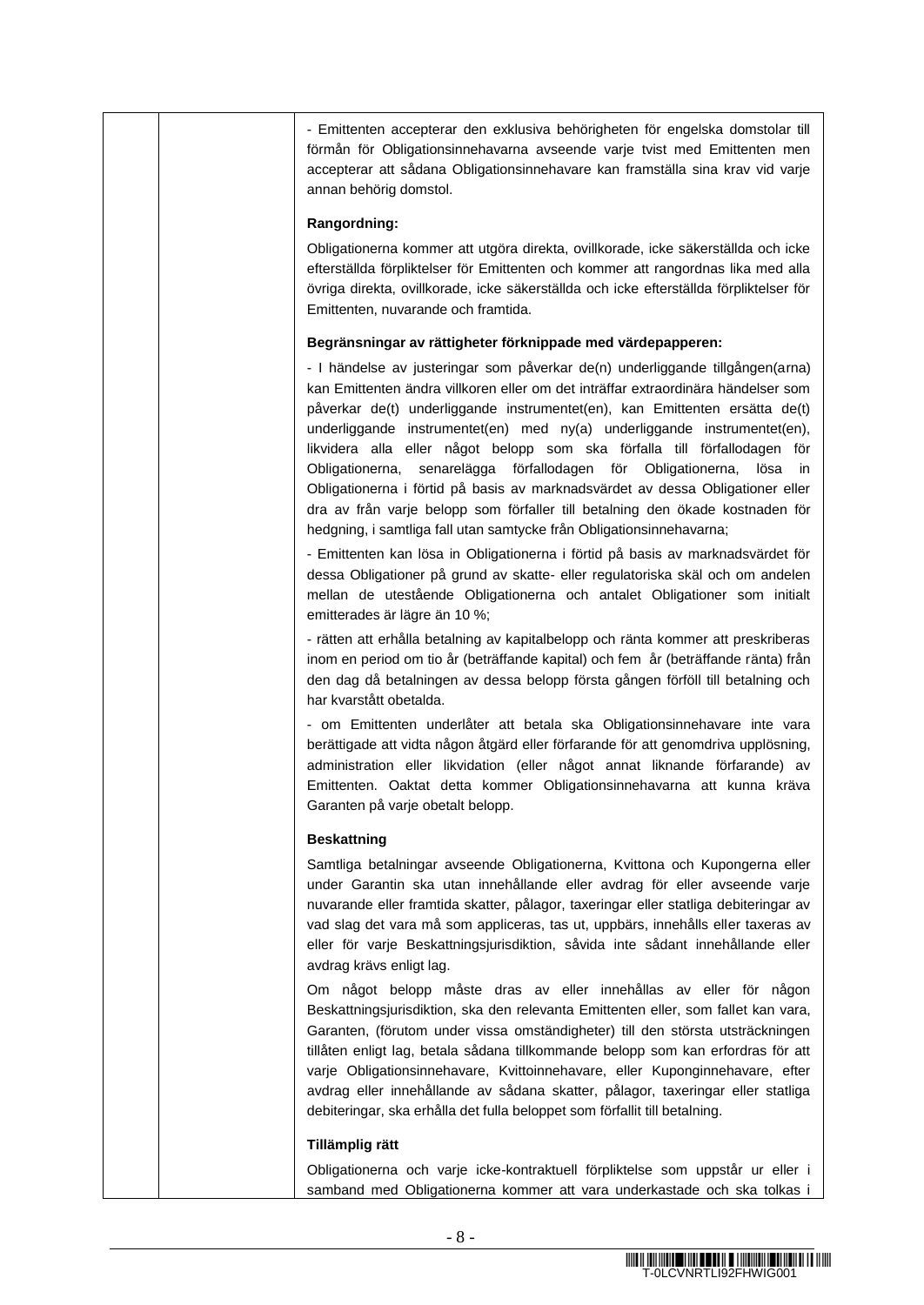| | | - Emittenten accepterar den exklusiva behörigheten för engelska domstolar till förmån för Obligationsinnehavarna avseende varje tvist med Emittenten men accepterar att sådana Obligationsinnehavare kan framställa sina krav vid varje annan behörig domstol.<br><br>**Rangordning:**<br><br>Obligationerna kommer att utgöra direkta, ovillkorade, icke säkerställda och icke efterställda förpliktelser för Emittenten och kommer att rangordnas lika med alla övriga direkta, ovillkorade, icke säkerställda och icke efterställda förpliktelser för Emittenten, nuvarande och framtida.<br><br>**Begränsningar av rättigheter förknippade med värdepapperen:**<br><br>- I händelse av justeringar som påverkar de(n) underliggande tillgången(arna) kan Emittenten ändra villkoren eller om det inträffar extraordinära händelser som påverkar de(t) underliggande instrumentet(en), kan Emittenten ersätta de(t) underliggande instrumentet(en) med ny(a) underliggande instrumentet(en), likvidera alla eller något belopp som ska förfalla till förfallodagen för Obligationerna, senarelägga förfallodagen för Obligationerna, lösa in Obligationerna i förtid på basis av marknadsvärdet av dessa Obligationer eller dra av från varje belopp som förfaller till betalning den ökade kostnaden för hedgning, i samtliga fall utan samtycke från Obligationsinnehavarna;<br><br>- Emittenten kan lösa in Obligationerna i förtid på basis av marknadsvärdet för dessa Obligationer på grund av skatte- eller regulatoriska skäl och om andelen mellan de utestående Obligationerna och antalet Obligationer som initialt emitterades är lägre än 10 %;<br><br>- rätten att erhålla betalning av kapitalbelopp och ränta kommer att preskriberas inom en period om tio år (beträffande kapital) och fem år (beträffande ränta) från den dag då betalningen av dessa belopp första gången förföll till betalning och har kvarstått obetalda.<br><br>- om Emittenten underlåter att betala ska Obligationsinnehavare inte vara berättigade att vidta någon åtgärd eller förfarande för att genomdriva upplösning, administration eller likvidation (eller något annat liknande förfarande) av Emittenten. Oaktat detta kommer Obligationsinnehavarna att kunna kräva Garanten på varje obetalt belopp.<br><br>**Beskattning**<br><br>Samtliga betalningar avseende Obligationerna, Kvittona och Kupongerna eller under Garantin ska utan innehållande eller avdrag för eller avseende varje nuvarande eller framtida skatter, pålagor, taxeringar eller statliga debiteringar av vad slag det vara må som appliceras, tas ut, uppbärs, innehålls eller taxeras av eller för varje Beskattningsjurisdiktion, såvida inte sådant innehållande eller avdrag krävs enligt lag.<br><br>Om något belopp måste dras av eller innehållas av eller för någon Beskattningsjurisdiktion, ska den relevanta Emittenten eller, som fallet kan vara, Garanten, (förutom under vissa omständigheter) till den största utsträckningen tillåten enligt lag, betala sådana tillkommande belopp som kan erfordras för att varje Obligationsinnehavare, Kvittoinnehavare, eller Kuponginnehavare, efter avdrag eller innehållande av sådana skatter, pålagor, taxeringar eller statliga debiteringar, ska erhålla det fulla beloppet som förfallit till betalning.<br><br>**Tillämplig rätt**<br><br>Obligationerna och varje icke-kontraktuell förpliktelse som uppstår ur eller i samband med Obligationerna kommer att vara underkastade och ska tolkas i |
|---|---|---|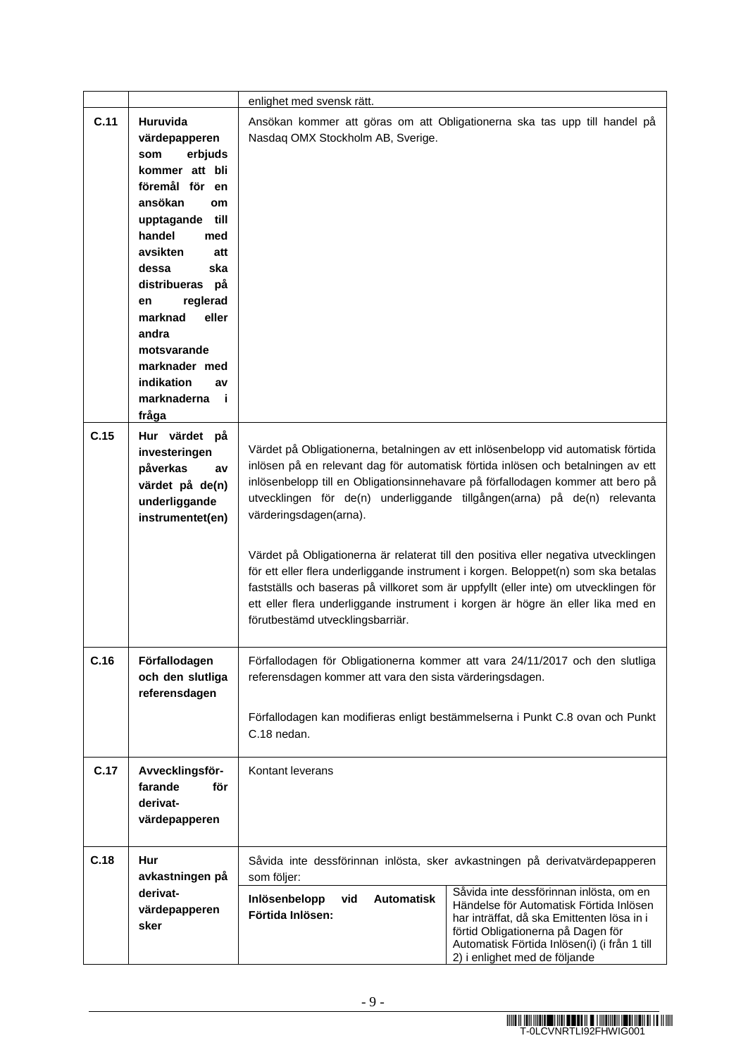| | | |
|---|---|---|
| | | enlighet med svensk rätt. |
| **C.11** | **Huruvida värdepapperen som erbjuds kommer att bli föremål för en ansökan om upptagande till handel med avsikten att dessa ska distribueras på en reglerad marknad eller andra motsvarande marknader med indikation av marknaderna i fråga** | Ansökan kommer att göras om att Obligationerna ska tas upp till handel på Nasdaq OMX Stockholm AB, Sverige. |
| **C.15** | **Hur värdet på investeringen påverkas av värdet på de(n) underliggande instrumentet(en)** | Värdet på Obligationerna, betalningen av ett inlösenbelopp vid automatisk förtida inlösen på en relevant dag för automatisk förtida inlösen och betalningen av ett inlösenbelopp till en Obligationsinnehavare på förfallodagen kommer att bero på utvecklingen för de(n) underliggande tillgången(arna) på de(n) relevanta värderingsdagen(arna).<br><br>Värdet på Obligationerna är relaterat till den positiva eller negativa utvecklingen för ett eller flera underliggande instrument i korgen. Beloppet(n) som ska betalas fastställs och baseras på villkoret som är uppfyllt (eller inte) om utvecklingen för ett eller flera underliggande instrument i korgen är högre än eller lika med en förutbestämd utvecklingsbarriär. |
| **C.16** | **Förfallodagen och den slutliga referensdagen** | Förfallodagen för Obligationerna kommer att vara 24/11/2017 och den slutliga referensdagen kommer att vara den sista värderingsdagen.<br><br>Förfallodagen kan modifieras enligt bestämmelserna i Punkt C.8 ovan och Punkt C.18 nedan. |
| **C.17** | **Avvecklingsförfarande för derivat-värdepapperen** | Kontant leverans |
| **C.18** | **Hur avkastningen på derivat-värdepapperen sker** | Såvida inte dessförinnan inlösta, sker avkastningen på derivatvärdepapperen som följer:<br><br>**Inlösenbelopp vid Automatisk Förtida Inlösen:** Såvida inte dessförinnan inlösta, om en Händelse för Automatisk Förtida Inlösen har inträffat, då ska Emittenten lösa in i förtid Obligationerna på Dagen för Automatisk Förtida Inlösen(i) (i från 1 till 2) i enlighet med de följande |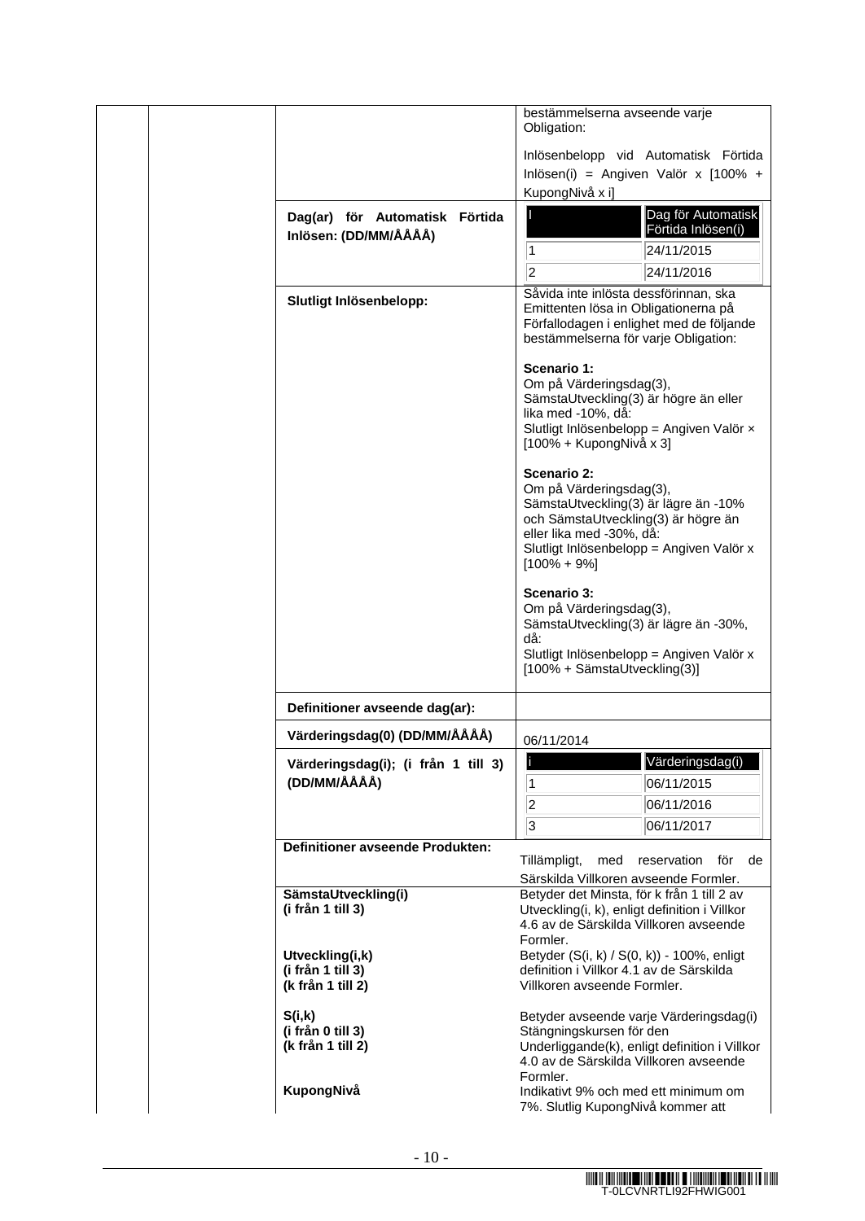| | |
|---|---|
| | bestämmelserna avseende varje Obligation:<br><br>Inlösenbelopp vid Automatisk Förtida Inlösen(i) = Angiven Valör x [100% + KupongNivå x i] |
| **Dag(ar) för Automatisk Förtida Inlösen: (DD/MM/ÅÅÅÅ)** | I: 1 — Dag för Automatisk Förtida Inlösen(i): 24/11/2015<br>I: 2 — Dag för Automatisk Förtida Inlösen(i): 24/11/2016 |
| **Slutligt Inlösenbelopp:** | Såvida inte inlösta dessförinnan, ska Emittenten lösa in Obligationerna på Förfallodagen i enlighet med de följande bestämmelserna för varje Obligation:<br><br>**Scenario 1:**<br>Om på Värderingsdag(3), SämstaUtveckling(3) är högre än eller lika med -10%, då:<br>Slutligt Inlösenbelopp = Angiven Valör × [100% + KupongNivå x 3]<br><br>**Scenario 2:**<br>Om på Värderingsdag(3), SämstaUtveckling(3) är lägre än -10% och SämstaUtveckling(3) är högre än eller lika med -30%, då:<br>Slutligt Inlösenbelopp = Angiven Valör x [100% + 9%]<br><br>**Scenario 3:**<br>Om på Värderingsdag(3), SämstaUtveckling(3) är lägre än -30%, då:<br>Slutligt Inlösenbelopp = Angiven Valör x [100% + SämstaUtveckling(3)] |
| **Definitioner avseende dag(ar):** | |
| **Värderingsdag(0) (DD/MM/ÅÅÅÅ)** | 06/11/2014 |
| **Värderingsdag(i); (i från 1 till 3) (DD/MM/ÅÅÅÅ)** | i: 1 — Värderingsdag(i): 06/11/2015<br>i: 2 — Värderingsdag(i): 06/11/2016<br>i: 3 — Värderingsdag(i): 06/11/2017 |
| **Definitioner avseende Produkten:** | Tillämpligt, med reservation för de Särskilda Villkoren avseende Formler. |
| **SämstaUtveckling(i)**<br>**(i från 1 till 3)** | Betyder det Minsta, för k från 1 till 2 av Utveckling(i, k), enligt definition i Villkor 4.6 av de Särskilda Villkoren avseende Formler. |
| **Utveckling(i,k)**<br>**(i från 1 till 3)**<br>**(k från 1 till 2)** | Betyder (S(i, k) / S(0, k)) - 100%, enligt definition i Villkor 4.1 av de Särskilda Villkoren avseende Formler. |
| **S(i,k)**<br>**(i från 0 till 3)**<br>**(k från 1 till 2)** | Betyder avseende varje Värderingsdag(i) Stängningskursen för den Underliggande(k), enligt definition i Villkor 4.0 av de Särskilda Villkoren avseende Formler. |
| **KupongNivå** | Indikativt 9% och med ett minimum om 7%. Slutlig KupongNivå kommer att |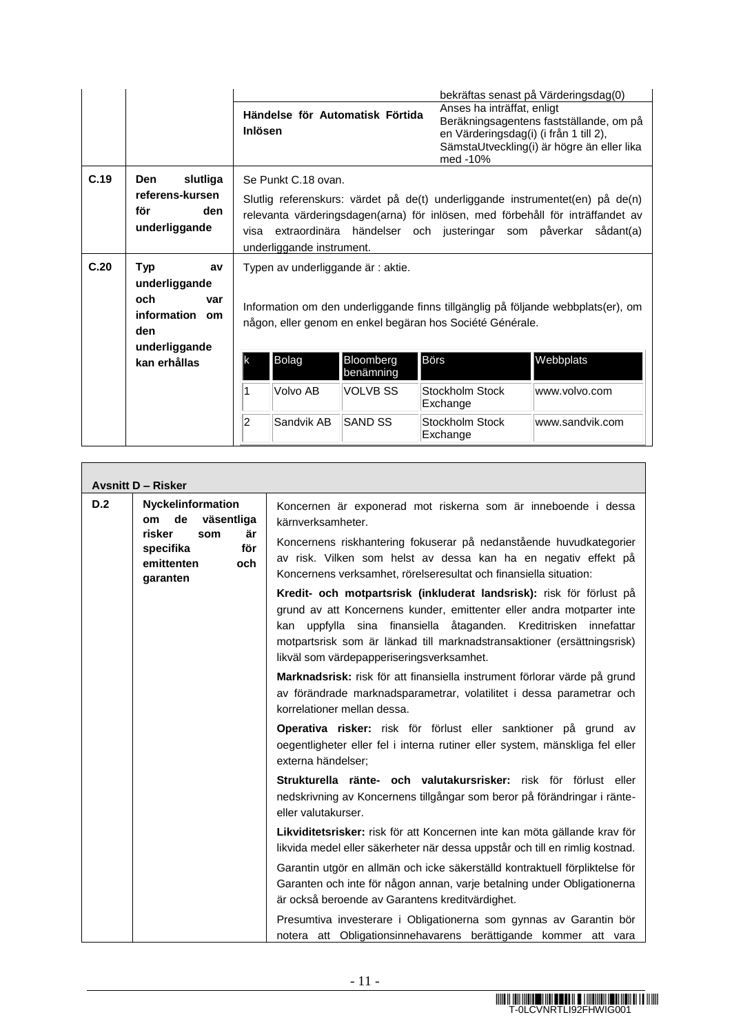| | | | |
|---|---|---|---|
| | | | bekräftas senast på Värderingsdag(0) |
| | | **Händelse för Automatisk Förtida Inlösen** | Anses ha inträffat, enligt Beräkningsagentens fastställande, om på en Värderingsdag(i) (i från 1 till 2), SämstaUtveckling(i) är högre än eller lika med -10% |
| **C.19** | **Den slutliga referens-kursen för den underliggande** | Se Punkt C.18 ovan.<br><br>Slutlig referenskurs: värdet på de(t) underliggande instrumentet(en) på de(n) relevanta värderingsdagen(arna) för inlösen, med förbehåll för inträffandet av visa extraordinära händelser och justeringar som påverkar sådant(a) underliggande instrument. | |
| **C.20** | **Typ av underliggande och var information om den underliggande kan erhållas** | Typen av underliggande är : aktie.<br><br>Information om den underliggande finns tillgänglig på följande webbplats(er), om någon, eller genom en enkel begäran hos Société Générale. | |

| k | Bolag | Bloomberg benämning | Börs | Webbplats |
|---|---|---|---|---|
| 1 | Volvo AB | VOLVB SS | Stockholm Stock Exchange | www.volvo.com |
| 2 | Sandvik AB | SAND SS | Stockholm Stock Exchange | www.sandvik.com |

| **Avsnitt D – Risker** | | |
|---|---|---|
| **D.2** | **Nyckelinformation om de väsentliga risker som är specifika för emittenten och garanten** | Koncernen är exponerad mot riskerna som är inneboende i dessa kärnverksamheter.<br><br>Koncernens riskhantering fokuserar på nedanstående huvudkategorier av risk. Vilken som helst av dessa kan ha en negativ effekt på Koncernens verksamhet, rörelseresultat och finansiella situation:<br><br>**Kredit- och motpartsrisk (inkluderat landsrisk):** risk för förlust på grund av att Koncernens kunder, emittenter eller andra motparter inte kan uppfylla sina finansiella åtaganden. Kreditrisken innefattar motpartsrisk som är länkad till marknadstransaktioner (ersättningsrisk) likväl som värdepapperiseringsverksamhet.<br><br>**Marknadsrisk:** risk för att finansiella instrument förlorar värde på grund av förändrade marknadsparametrar, volatilitet i dessa parametrar och korrelationer mellan dessa.<br><br>**Operativa risker:** risk för förlust eller sanktioner på grund av oegentligheter eller fel i interna rutiner eller system, mänskliga fel eller externa händelser;<br><br>**Strukturella ränte- och valutakursrisker:** risk för förlust eller nedskrivning av Koncernens tillgångar som beror på förändringar i ränte- eller valutakurser.<br><br>**Likviditetsrisker:** risk för att Koncernen inte kan möta gällande krav för likvida medel eller säkerheter när dessa uppstår och till en rimlig kostnad.<br><br>Garantin utgör en allmän och icke säkerställd kontraktuell förpliktelse för Garanten och inte för någon annan, varje betalning under Obligationerna är också beroende av Garantens kreditvärdighet.<br><br>Presumtiva investerare i Obligationerna som gynnas av Garantin bör notera att Obligationsinnehavarens berättigande kommer att vara |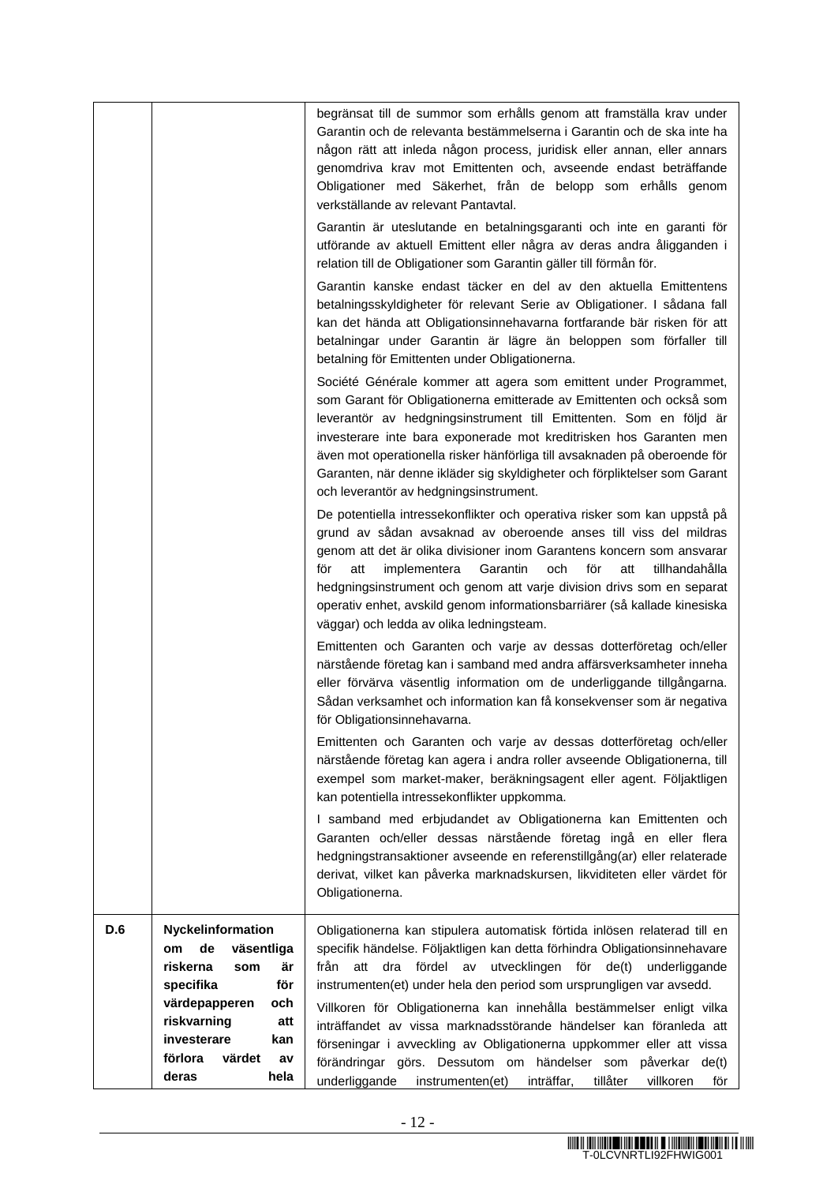| | | |
|---|---|---|
| | | begränsat till de summor som erhålls genom att framställa krav under Garantin och de relevanta bestämmelserna i Garantin och de ska inte ha någon rätt att inleda någon process, juridisk eller annan, eller annars genomdriva krav mot Emittenten och, avseende endast beträffande Obligationer med Säkerhet, från de belopp som erhålls genom verkställande av relevant Pantavtal.<br><br>Garantin är uteslutande en betalningsgaranti och inte en garanti för utförande av aktuell Emittent eller några av deras andra åligganden i relation till de Obligationer som Garantin gäller till förmån för.<br><br>Garantin kanske endast täcker en del av den aktuella Emittentens betalningsskyldigheter för relevant Serie av Obligationer. I sådana fall kan det hända att Obligationsinnehavarna fortfarande bär risken för att betalningar under Garantin är lägre än beloppen som förfaller till betalning för Emittenten under Obligationerna.<br><br>Société Générale kommer att agera som emittent under Programmet, som Garant för Obligationerna emitterade av Emittenten och också som leverantör av hedgningsinstrument till Emittenten. Som en följd är investerare inte bara exponerade mot kreditrisken hos Garanten men även mot operationella risker hänförliga till avsaknaden på oberoende för Garanten, när denne ikläder sig skyldigheter och förpliktelser som Garant och leverantör av hedgningsinstrument.<br><br>De potentiella intressekonflikter och operativa risker som kan uppstå på grund av sådan avsaknad av oberoende anses till viss del mildras genom att det är olika divisioner inom Garantens koncern som ansvarar för att implementera Garantin och för att tillhandahålla hedgningsinstrument och genom att varje division drivs som en separat operativ enhet, avskild genom informationsbarriärer (så kallade kinesiska väggar) och ledda av olika ledningsteam.<br><br>Emittenten och Garanten och varje av dessas dotterföretag och/eller närstående företag kan i samband med andra affärsverksamheter inneha eller förvärva väsentlig information om de underliggande tillgångarna. Sådan verksamhet och information kan få konsekvenser som är negativa för Obligationsinnehavarna.<br><br>Emittenten och Garanten och varje av dessas dotterföretag och/eller närstående företag kan agera i andra roller avseende Obligationerna, till exempel som market-maker, beräkningsagent eller agent. Följaktligen kan potentiella intressekonflikter uppkomma.<br><br>I samband med erbjudandet av Obligationerna kan Emittenten och Garanten och/eller dessas närstående företag ingå en eller flera hedgningstransaktioner avseende en referenstillgång(ar) eller relaterade derivat, vilket kan påverka marknadskursen, likviditeten eller värdet för Obligationerna. |
| **D.6** | **Nyckelinformation om de väsentliga riskerna som är specifika för värdepapperen och riskvarning att investerare kan förlora värdet av deras hela** | Obligationerna kan stipulera automatisk förtida inlösen relaterad till en specifik händelse. Följaktligen kan detta förhindra Obligationsinnehavare från att dra fördel av utvecklingen för de(t) underliggande instrumenten(et) under hela den period som ursprungligen var avsedd.<br><br>Villkoren för Obligationerna kan innehålla bestämmelser enligt vilka inträffandet av vissa marknadsstörande händelser kan föranleda att förseningar i avveckling av Obligationerna uppkommer eller att vissa förändringar görs. Dessutom om händelser som påverkar de(t) underliggande instrumenten(et) inträffar, tillåter villkoren för |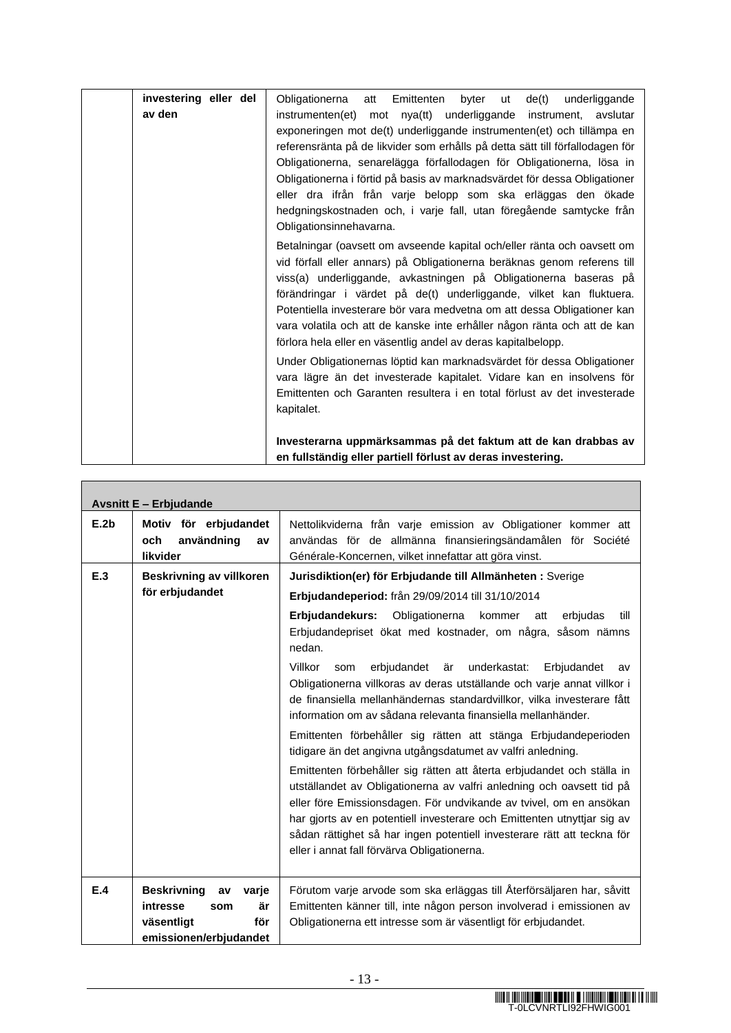| | | |
|---|---|---|
| | **investering eller del av den** | Obligationerna att Emittenten byter ut de(t) underliggande instrumenten(et) mot nya(tt) underliggande instrument, avslutar exponeringen mot de(t) underliggande instrumenten(et) och tillämpa en referensränta på de likvider som erhålls på detta sätt till förfallodagen för Obligationerna, senarelägga förfallodagen för Obligationerna, lösa in Obligationerna i förtid på basis av marknadsvärdet för dessa Obligationer eller dra ifrån från varje belopp som ska erläggas den ökade hedgningskostnaden och, i varje fall, utan föregående samtycke från Obligationsinnehavarna.<br><br>Betalningar (oavsett om avseende kapital och/eller ränta och oavsett om vid förfall eller annars) på Obligationerna beräknas genom referens till viss(a) underliggande, avkastningen på Obligationerna baseras på förändringar i värdet på de(t) underliggande, vilket kan fluktuera. Potentiella investerare bör vara medvetna om att dessa Obligationer kan vara volatila och att de kanske inte erhåller någon ränta och att de kan förlora hela eller en väsentlig andel av deras kapitalbelopp.<br><br>Under Obligationernas löptid kan marknadsvärdet för dessa Obligationer vara lägre än det investerade kapitalet. Vidare kan en insolvens för Emittenten och Garanten resultera i en total förlust av det investerade kapitalet.<br><br>**Investerarna uppmärksammas på det faktum att de kan drabbas av en fullständig eller partiell förlust av deras investering.** |

| **Avsnitt E – Erbjudande** | | |
|---|---|---|
| **E.2b** | **Motiv för erbjudandet och användning av likvider** | Nettolikviderna från varje emission av Obligationer kommer att användas för de allmänna finansieringsändamålen för Société Générale-Koncernen, vilket innefattar att göra vinst. |
| **E.3** | **Beskrivning av villkoren för erbjudandet** | **Jurisdiktion(er) för Erbjudande till Allmänheten :** Sverige<br><br>**Erbjudandeperiod:** från 29/09/2014 till 31/10/2014<br><br>**Erbjudandekurs:** Obligationerna kommer att erbjudas till Erbjudandepriset ökat med kostnader, om några, såsom nämns nedan.<br><br>Villkor som erbjudandet är underkastat: Erbjudandet av Obligationerna villkoras av deras utställande och varje annat villkor i de finansiella mellanhändernas standardvillkor, vilka investerare fått information om av sådana relevanta finansiella mellanhänder.<br><br>Emittenten förbehåller sig rätten att stänga Erbjudandeperioden tidigare än det angivna utgångsdatumet av valfri anledning.<br><br>Emittenten förbehåller sig rätten att återta erbjudandet och ställa in utställandet av Obligationerna av valfri anledning och oavsett tid på eller före Emissionsdagen. För undvikande av tvivel, om en ansökan har gjorts av en potentiell investerare och Emittenten utnyttjar sig av sådan rättighet så har ingen potentiell investerare rätt att teckna för eller i annat fall förvärva Obligationerna. |
| **E.4** | **Beskrivning av varje intresse som är väsentligt för emissionen/erbjudandet** | Förutom varje arvode som ska erläggas till Återförsäljaren har, såvitt Emittenten känner till, inte någon person involverad i emissionen av Obligationerna ett intresse som är väsentligt för erbjudandet. |

T-0LCVNRTLI92FHWIG001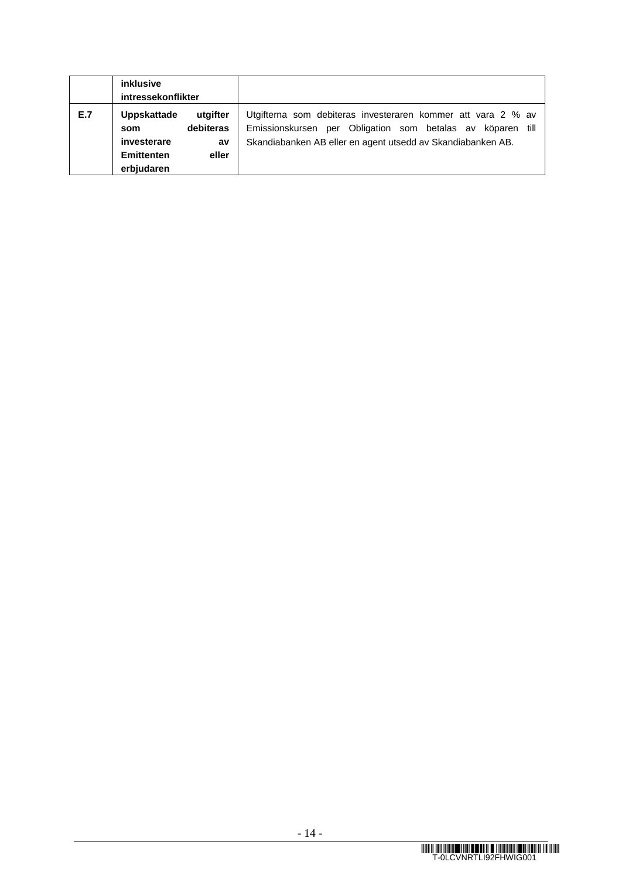| | | |
|---|---|---|
| | **inklusive intressekonflikter** | |
| **E.7** | **Uppskattade utgifter som debiteras investerare av Emittenten eller erbjudaren** | Utgifterna som debiteras investeraren kommer att vara 2 % av Emissionskursen per Obligation som betalas av köparen till Skandiabanken AB eller en agent utsedd av Skandiabanken AB. |